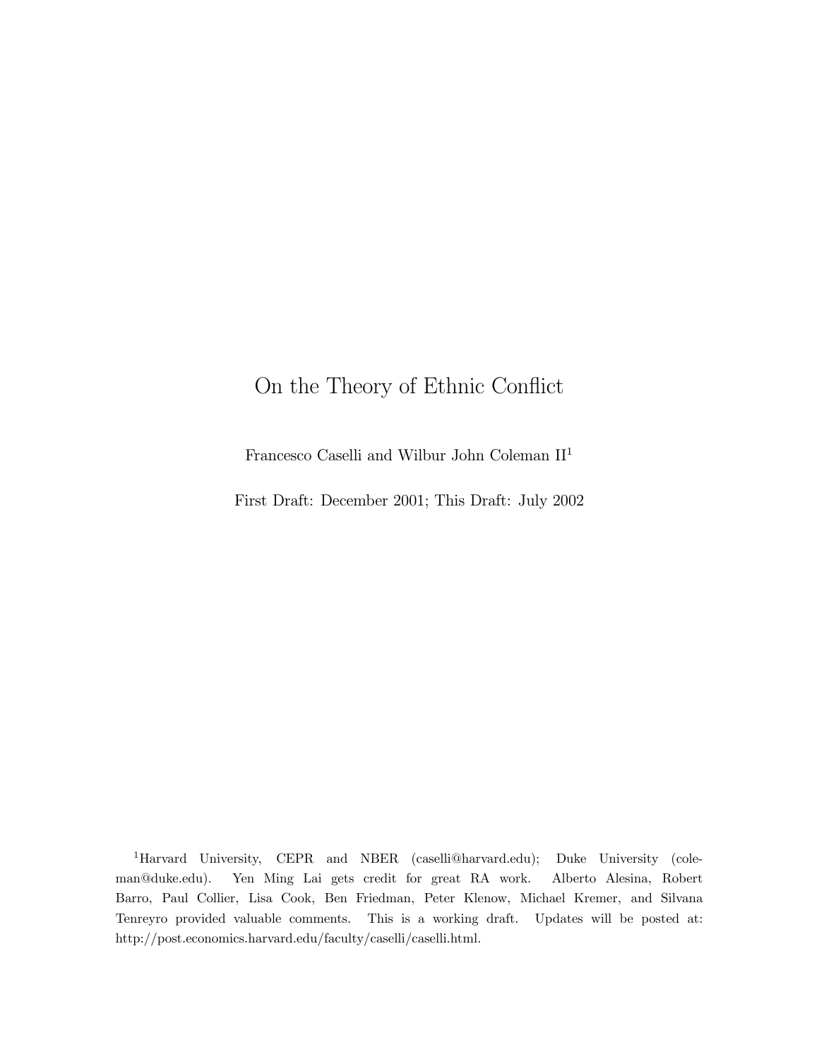# On the Theory of Ethnic Conflict

Francesco Caselli and Wilbur John Coleman II[1]

First Draft: December 2001; This Draft: July 2002

[1]Harvard University, CEPR and NBER (caselli@harvard.edu); Duke University (coleman@duke.edu). Yen Ming Lai gets credit for great RA work. Alberto Alesina, Robert Barro, Paul Collier, Lisa Cook, Ben Friedman, Peter Klenow, Michael Kremer, and Silvana Tenreyro provided valuable comments. This is a working draft. Updates will be posted at: http://post.economics.harvard.edu/faculty/caselli/caselli.html.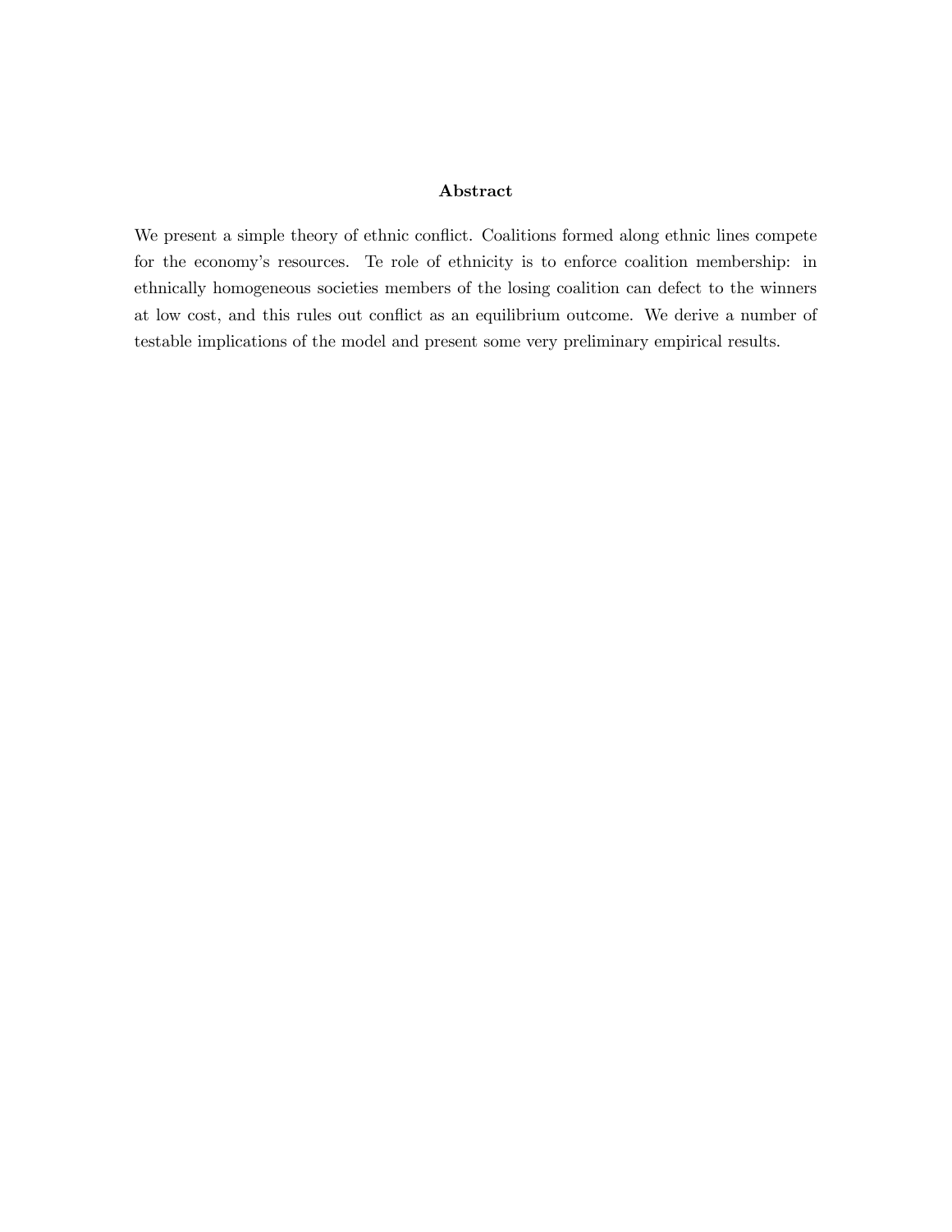## Abstract

We present a simple theory of ethnic conflict. Coalitions formed along ethnic lines compete for the economy's resources. Te role of ethnicity is to enforce coalition membership: in ethnically homogeneous societies members of the losing coalition can defect to the winners at low cost, and this rules out conflict as an equilibrium outcome. We derive a number of testable implications of the model and present some very preliminary empirical results.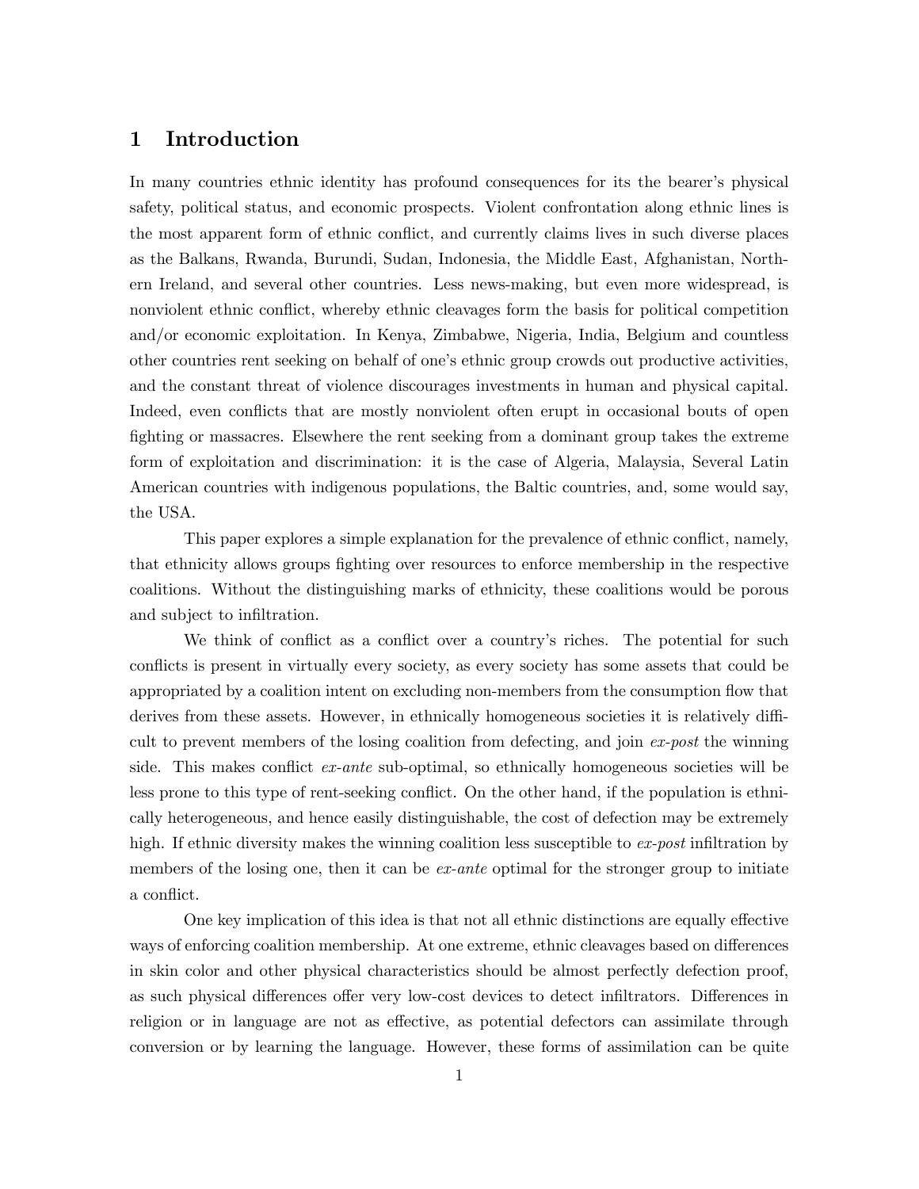# 1 Introduction

In many countries ethnic identity has profound consequences for its the bearer's physical safety, political status, and economic prospects. Violent confrontation along ethnic lines is the most apparent form of ethnic conflict, and currently claims lives in such diverse places as the Balkans, Rwanda, Burundi, Sudan, Indonesia, the Middle East, Afghanistan, Northern Ireland, and several other countries. Less news-making, but even more widespread, is nonviolent ethnic conflict, whereby ethnic cleavages form the basis for political competition and/or economic exploitation. In Kenya, Zimbabwe, Nigeria, India, Belgium and countless other countries rent seeking on behalf of one's ethnic group crowds out productive activities, and the constant threat of violence discourages investments in human and physical capital. Indeed, even conflicts that are mostly nonviolent often erupt in occasional bouts of open fighting or massacres. Elsewhere the rent seeking from a dominant group takes the extreme form of exploitation and discrimination: it is the case of Algeria, Malaysia, Several Latin American countries with indigenous populations, the Baltic countries, and, some would say, the USA.

This paper explores a simple explanation for the prevalence of ethnic conflict, namely, that ethnicity allows groups fighting over resources to enforce membership in the respective coalitions. Without the distinguishing marks of ethnicity, these coalitions would be porous and subject to infiltration.

We think of conflict as a conflict over a country's riches. The potential for such conflicts is present in virtually every society, as every society has some assets that could be appropriated by a coalition intent on excluding non-members from the consumption flow that derives from these assets. However, in ethnically homogeneous societies it is relatively difficult to prevent members of the losing coalition from defecting, and join *ex-post* the winning side. This makes conflict *ex-ante* sub-optimal, so ethnically homogeneous societies will be less prone to this type of rent-seeking conflict. On the other hand, if the population is ethnically heterogeneous, and hence easily distinguishable, the cost of defection may be extremely high. If ethnic diversity makes the winning coalition less susceptible to *ex-post* infiltration by members of the losing one, then it can be *ex-ante* optimal for the stronger group to initiate a conflict.

One key implication of this idea is that not all ethnic distinctions are equally effective ways of enforcing coalition membership. At one extreme, ethnic cleavages based on differences in skin color and other physical characteristics should be almost perfectly defection proof, as such physical differences offer very low-cost devices to detect infiltrators. Differences in religion or in language are not as effective, as potential defectors can assimilate through conversion or by learning the language. However, these forms of assimilation can be quite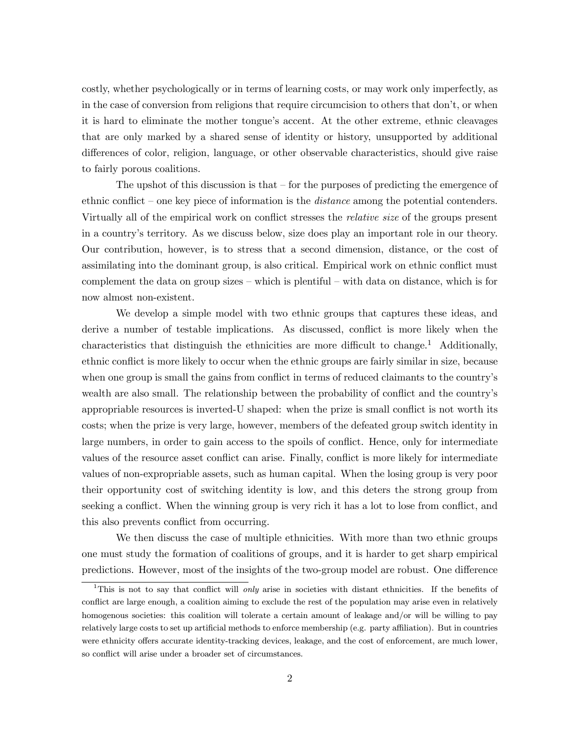costly, whether psychologically or in terms of learning costs, or may work only imperfectly, as in the case of conversion from religions that require circumcision to others that don't, or when it is hard to eliminate the mother tongue's accent. At the other extreme, ethnic cleavages that are only marked by a shared sense of identity or history, unsupported by additional differences of color, religion, language, or other observable characteristics, should give raise to fairly porous coalitions.

The upshot of this discussion is that – for the purposes of predicting the emergence of ethnic conflict – one key piece of information is the *distance* among the potential contenders. Virtually all of the empirical work on conflict stresses the *relative size* of the groups present in a country's territory. As we discuss below, size does play an important role in our theory. Our contribution, however, is to stress that a second dimension, distance, or the cost of assimilating into the dominant group, is also critical. Empirical work on ethnic conflict must complement the data on group sizes – which is plentiful – with data on distance, which is for now almost non-existent.

We develop a simple model with two ethnic groups that captures these ideas, and derive a number of testable implications. As discussed, conflict is more likely when the characteristics that distinguish the ethnicities are more difficult to change.[1] Additionally, ethnic conflict is more likely to occur when the ethnic groups are fairly similar in size, because when one group is small the gains from conflict in terms of reduced claimants to the country's wealth are also small. The relationship between the probability of conflict and the country's appropriable resources is inverted-U shaped: when the prize is small conflict is not worth its costs; when the prize is very large, however, members of the defeated group switch identity in large numbers, in order to gain access to the spoils of conflict. Hence, only for intermediate values of the resource asset conflict can arise. Finally, conflict is more likely for intermediate values of non-expropriable assets, such as human capital. When the losing group is very poor their opportunity cost of switching identity is low, and this deters the strong group from seeking a conflict. When the winning group is very rich it has a lot to lose from conflict, and this also prevents conflict from occurring.

We then discuss the case of multiple ethnicities. With more than two ethnic groups one must study the formation of coalitions of groups, and it is harder to get sharp empirical predictions. However, most of the insights of the two-group model are robust. One difference

[1] This is not to say that conflict will *only* arise in societies with distant ethnicities. If the benefits of conflict are large enough, a coalition aiming to exclude the rest of the population may arise even in relatively homogenous societies: this coalition will tolerate a certain amount of leakage and/or will be willing to pay relatively large costs to set up artificial methods to enforce membership (e.g. party affiliation). But in countries were ethnicity offers accurate identity-tracking devices, leakage, and the cost of enforcement, are much lower, so conflict will arise under a broader set of circumstances.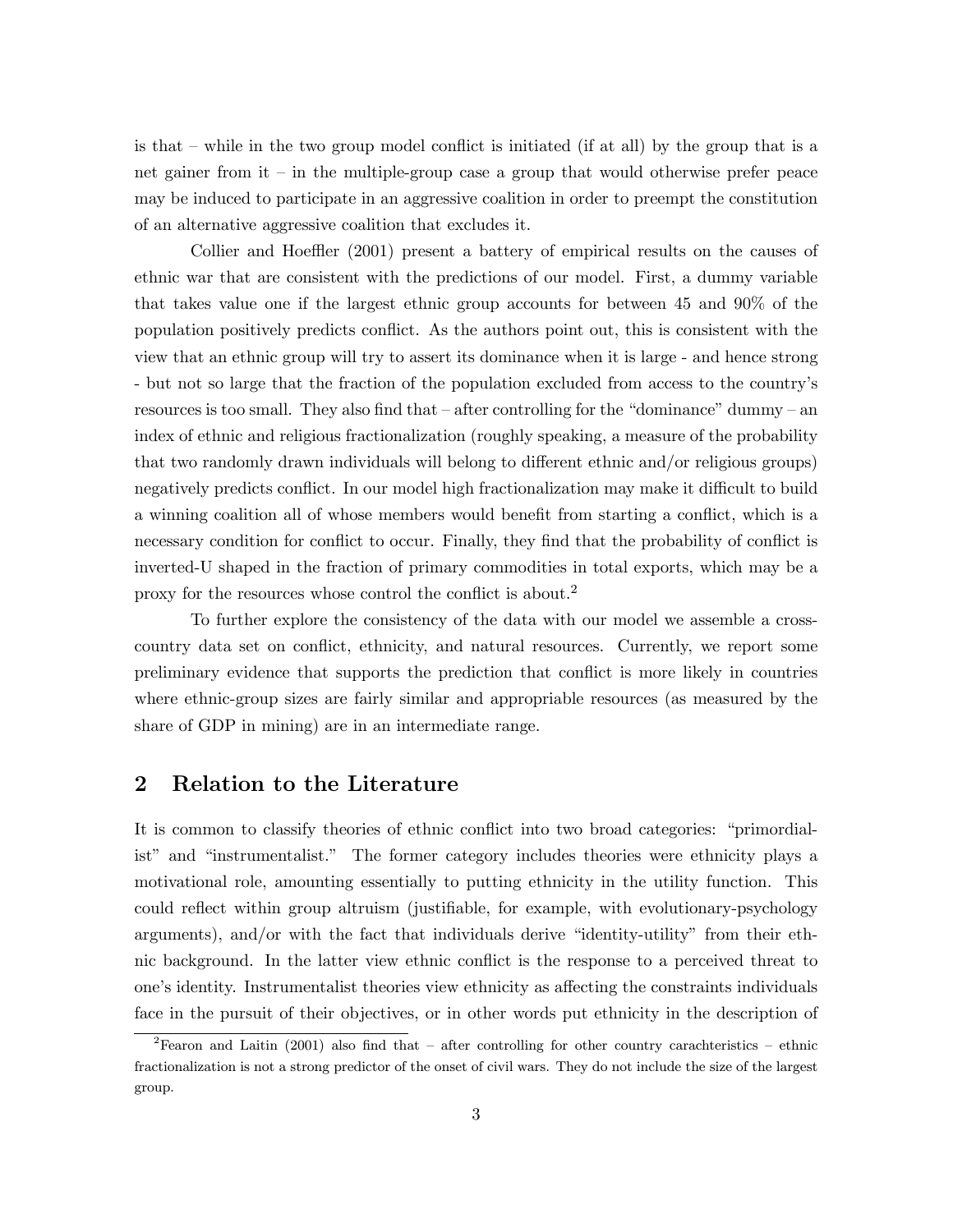is that – while in the two group model conflict is initiated (if at all) by the group that is a net gainer from it – in the multiple-group case a group that would otherwise prefer peace may be induced to participate in an aggressive coalition in order to preempt the constitution of an alternative aggressive coalition that excludes it.

Collier and Hoeffler (2001) present a battery of empirical results on the causes of ethnic war that are consistent with the predictions of our model. First, a dummy variable that takes value one if the largest ethnic group accounts for between 45 and 90% of the population positively predicts conflict. As the authors point out, this is consistent with the view that an ethnic group will try to assert its dominance when it is large - and hence strong - but not so large that the fraction of the population excluded from access to the country's resources is too small. They also find that – after controlling for the "dominance" dummy – an index of ethnic and religious fractionalization (roughly speaking, a measure of the probability that two randomly drawn individuals will belong to different ethnic and/or religious groups) negatively predicts conflict. In our model high fractionalization may make it difficult to build a winning coalition all of whose members would benefit from starting a conflict, which is a necessary condition for conflict to occur. Finally, they find that the probability of conflict is inverted-U shaped in the fraction of primary commodities in total exports, which may be a proxy for the resources whose control the conflict is about.[2]

To further explore the consistency of the data with our model we assemble a cross-country data set on conflict, ethnicity, and natural resources. Currently, we report some preliminary evidence that supports the prediction that conflict is more likely in countries where ethnic-group sizes are fairly similar and appropriable resources (as measured by the share of GDP in mining) are in an intermediate range.

## 2 Relation to the Literature

It is common to classify theories of ethnic conflict into two broad categories: "primordialist" and "instrumentalist." The former category includes theories were ethnicity plays a motivational role, amounting essentially to putting ethnicity in the utility function. This could reflect within group altruism (justifiable, for example, with evolutionary-psychology arguments), and/or with the fact that individuals derive "identity-utility" from their ethnic background. In the latter view ethnic conflict is the response to a perceived threat to one's identity. Instrumentalist theories view ethnicity as affecting the constraints individuals face in the pursuit of their objectives, or in other words put ethnicity in the description of

[2] Fearon and Laitin (2001) also find that – after controlling for other country carachteristics – ethnic fractionalization is not a strong predictor of the onset of civil wars. They do not include the size of the largest group.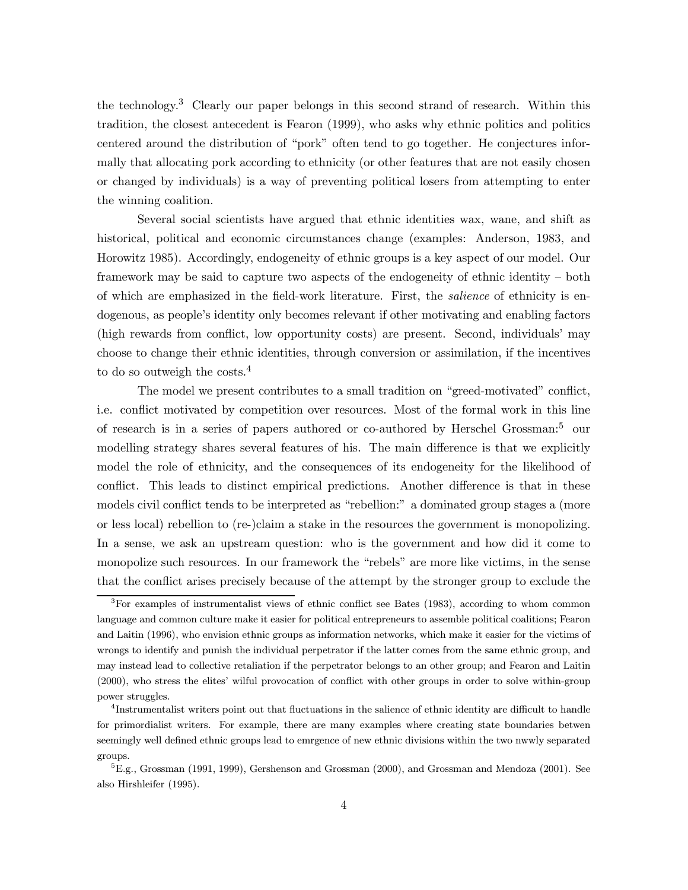the technology.[3] Clearly our paper belongs in this second strand of research. Within this tradition, the closest antecedent is Fearon (1999), who asks why ethnic politics and politics centered around the distribution of "pork" often tend to go together. He conjectures informally that allocating pork according to ethnicity (or other features that are not easily chosen or changed by individuals) is a way of preventing political losers from attempting to enter the winning coalition.

Several social scientists have argued that ethnic identities wax, wane, and shift as historical, political and economic circumstances change (examples: Anderson, 1983, and Horowitz 1985). Accordingly, endogeneity of ethnic groups is a key aspect of our model. Our framework may be said to capture two aspects of the endogeneity of ethnic identity – both of which are emphasized in the field-work literature. First, the *salience* of ethnicity is endogenous, as people's identity only becomes relevant if other motivating and enabling factors (high rewards from conflict, low opportunity costs) are present. Second, individuals' may choose to change their ethnic identities, through conversion or assimilation, if the incentives to do so outweigh the costs.[4]

The model we present contributes to a small tradition on "greed-motivated" conflict, i.e. conflict motivated by competition over resources. Most of the formal work in this line of research is in a series of papers authored or co-authored by Herschel Grossman:[5] our modelling strategy shares several features of his. The main difference is that we explicitly model the role of ethnicity, and the consequences of its endogeneity for the likelihood of conflict. This leads to distinct empirical predictions. Another difference is that in these models civil conflict tends to be interpreted as "rebellion:" a dominated group stages a (more or less local) rebellion to (re-)claim a stake in the resources the government is monopolizing. In a sense, we ask an upstream question: who is the government and how did it come to monopolize such resources. In our framework the "rebels" are more like victims, in the sense that the conflict arises precisely because of the attempt by the stronger group to exclude the

[3]For examples of instrumentalist views of ethnic conflict see Bates (1983), according to whom common language and common culture make it easier for political entrepreneurs to assemble political coalitions; Fearon and Laitin (1996), who envision ethnic groups as information networks, which make it easier for the victims of wrongs to identify and punish the individual perpetrator if the latter comes from the same ethnic group, and may instead lead to collective retaliation if the perpetrator belongs to an other group; and Fearon and Laitin (2000), who stress the elites' wilful provocation of conflict with other groups in order to solve within-group power struggles.

[4]Instrumentalist writers point out that fluctuations in the salience of ethnic identity are difficult to handle for primordialist writers. For example, there are many examples where creating state boundaries betwen seemingly well defined ethnic groups lead to emrgence of new ethnic divisions within the two nwwly separated groups.

[5]E.g., Grossman (1991, 1999), Gershenson and Grossman (2000), and Grossman and Mendoza (2001). See also Hirshleifer (1995).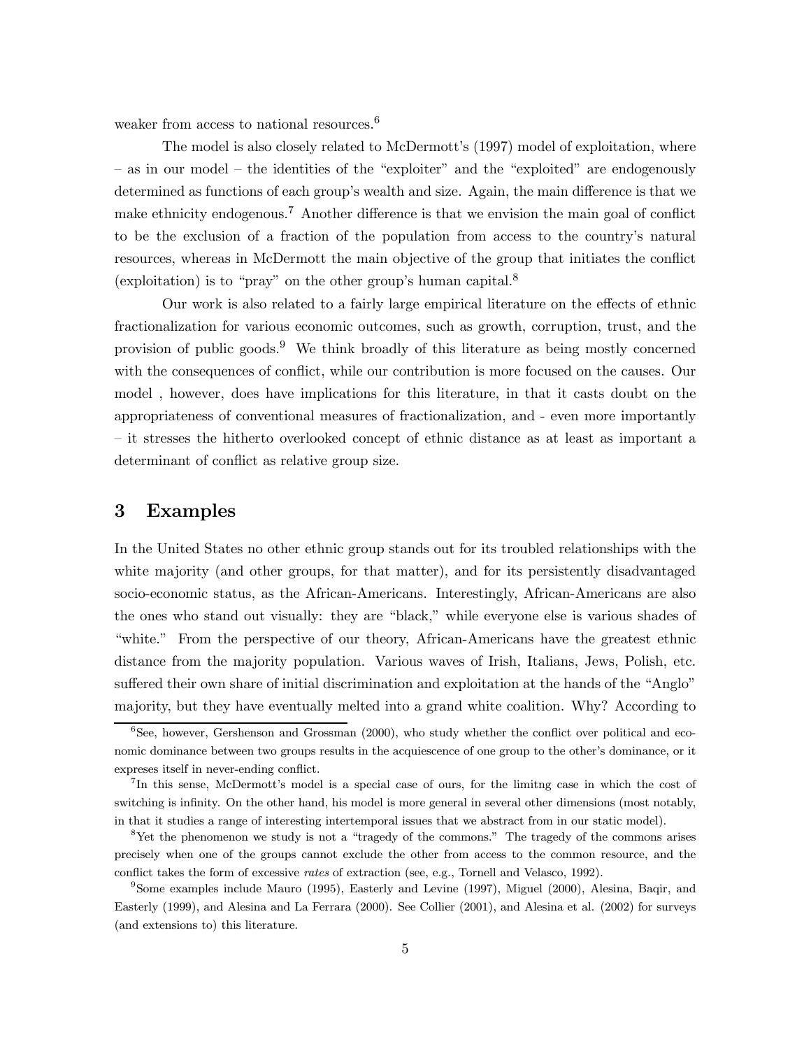weaker from access to national resources.[6]

The model is also closely related to McDermott's (1997) model of exploitation, where – as in our model – the identities of the "exploiter" and the "exploited" are endogenously determined as functions of each group's wealth and size. Again, the main difference is that we make ethnicity endogenous.[7] Another difference is that we envision the main goal of conflict to be the exclusion of a fraction of the population from access to the country's natural resources, whereas in McDermott the main objective of the group that initiates the conflict (exploitation) is to "pray" on the other group's human capital.[8]

Our work is also related to a fairly large empirical literature on the effects of ethnic fractionalization for various economic outcomes, such as growth, corruption, trust, and the provision of public goods.[9] We think broadly of this literature as being mostly concerned with the consequences of conflict, while our contribution is more focused on the causes. Our model , however, does have implications for this literature, in that it casts doubt on the appropriateness of conventional measures of fractionalization, and - even more importantly – it stresses the hitherto overlooked concept of ethnic distance as at least as important a determinant of conflict as relative group size.

## 3 Examples

In the United States no other ethnic group stands out for its troubled relationships with the white majority (and other groups, for that matter), and for its persistently disadvantaged socio-economic status, as the African-Americans. Interestingly, African-Americans are also the ones who stand out visually: they are "black," while everyone else is various shades of "white." From the perspective of our theory, African-Americans have the greatest ethnic distance from the majority population. Various waves of Irish, Italians, Jews, Polish, etc. suffered their own share of initial discrimination and exploitation at the hands of the "Anglo" majority, but they have eventually melted into a grand white coalition. Why? According to

[6] See, however, Gershenson and Grossman (2000), who study whether the conflict over political and economic dominance between two groups results in the acquiescence of one group to the other's dominance, or it expreses itself in never-ending conflict.

[7] In this sense, McDermott's model is a special case of ours, for the limitng case in which the cost of switching is infinity. On the other hand, his model is more general in several other dimensions (most notably, in that it studies a range of interesting intertemporal issues that we abstract from in our static model).

[8] Yet the phenomenon we study is not a "tragedy of the commons." The tragedy of the commons arises precisely when one of the groups cannot exclude the other from access to the common resource, and the conflict takes the form of excessive *rates* of extraction (see, e.g., Tornell and Velasco, 1992).

[9] Some examples include Mauro (1995), Easterly and Levine (1997), Miguel (2000), Alesina, Baqir, and Easterly (1999), and Alesina and La Ferrara (2000). See Collier (2001), and Alesina et al. (2002) for surveys (and extensions to) this literature.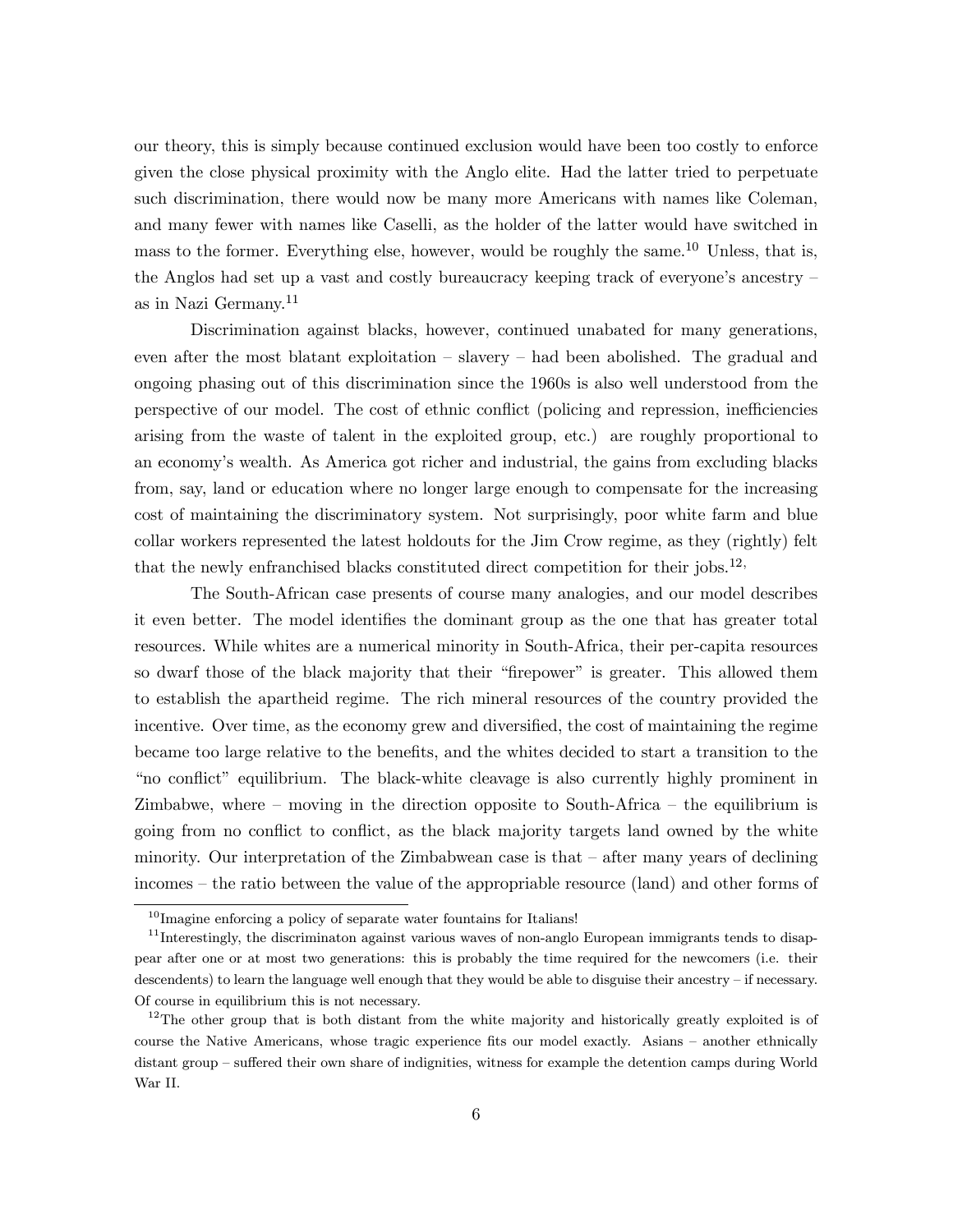our theory, this is simply because continued exclusion would have been too costly to enforce given the close physical proximity with the Anglo elite. Had the latter tried to perpetuate such discrimination, there would now be many more Americans with names like Coleman, and many fewer with names like Caselli, as the holder of the latter would have switched in mass to the former. Everything else, however, would be roughly the same.[10] Unless, that is, the Anglos had set up a vast and costly bureaucracy keeping track of everyone's ancestry – as in Nazi Germany.[11]

Discrimination against blacks, however, continued unabated for many generations, even after the most blatant exploitation – slavery – had been abolished. The gradual and ongoing phasing out of this discrimination since the 1960s is also well understood from the perspective of our model. The cost of ethnic conflict (policing and repression, inefficiencies arising from the waste of talent in the exploited group, etc.) are roughly proportional to an economy's wealth. As America got richer and industrial, the gains from excluding blacks from, say, land or education where no longer large enough to compensate for the increasing cost of maintaining the discriminatory system. Not surprisingly, poor white farm and blue collar workers represented the latest holdouts for the Jim Crow regime, as they (rightly) felt that the newly enfranchised blacks constituted direct competition for their jobs.[12],

The South-African case presents of course many analogies, and our model describes it even better. The model identifies the dominant group as the one that has greater total resources. While whites are a numerical minority in South-Africa, their per-capita resources so dwarf those of the black majority that their "firepower" is greater. This allowed them to establish the apartheid regime. The rich mineral resources of the country provided the incentive. Over time, as the economy grew and diversified, the cost of maintaining the regime became too large relative to the benefits, and the whites decided to start a transition to the "no conflict" equilibrium. The black-white cleavage is also currently highly prominent in Zimbabwe, where – moving in the direction opposite to South-Africa – the equilibrium is going from no conflict to conflict, as the black majority targets land owned by the white minority. Our interpretation of the Zimbabwean case is that – after many years of declining incomes – the ratio between the value of the appropriable resource (land) and other forms of

---

[10] Imagine enforcing a policy of separate water fountains for Italians!

[11] Interestingly, the discriminaton against various waves of non-anglo European immigrants tends to disappear after one or at most two generations: this is probably the time required for the newcomers (i.e. their descendents) to learn the language well enough that they would be able to disguise their ancestry – if necessary. Of course in equilibrium this is not necessary.

[12] The other group that is both distant from the white majority and historically greatly exploited is of course the Native Americans, whose tragic experience fits our model exactly. Asians – another ethnically distant group – suffered their own share of indignities, witness for example the detention camps during World War II.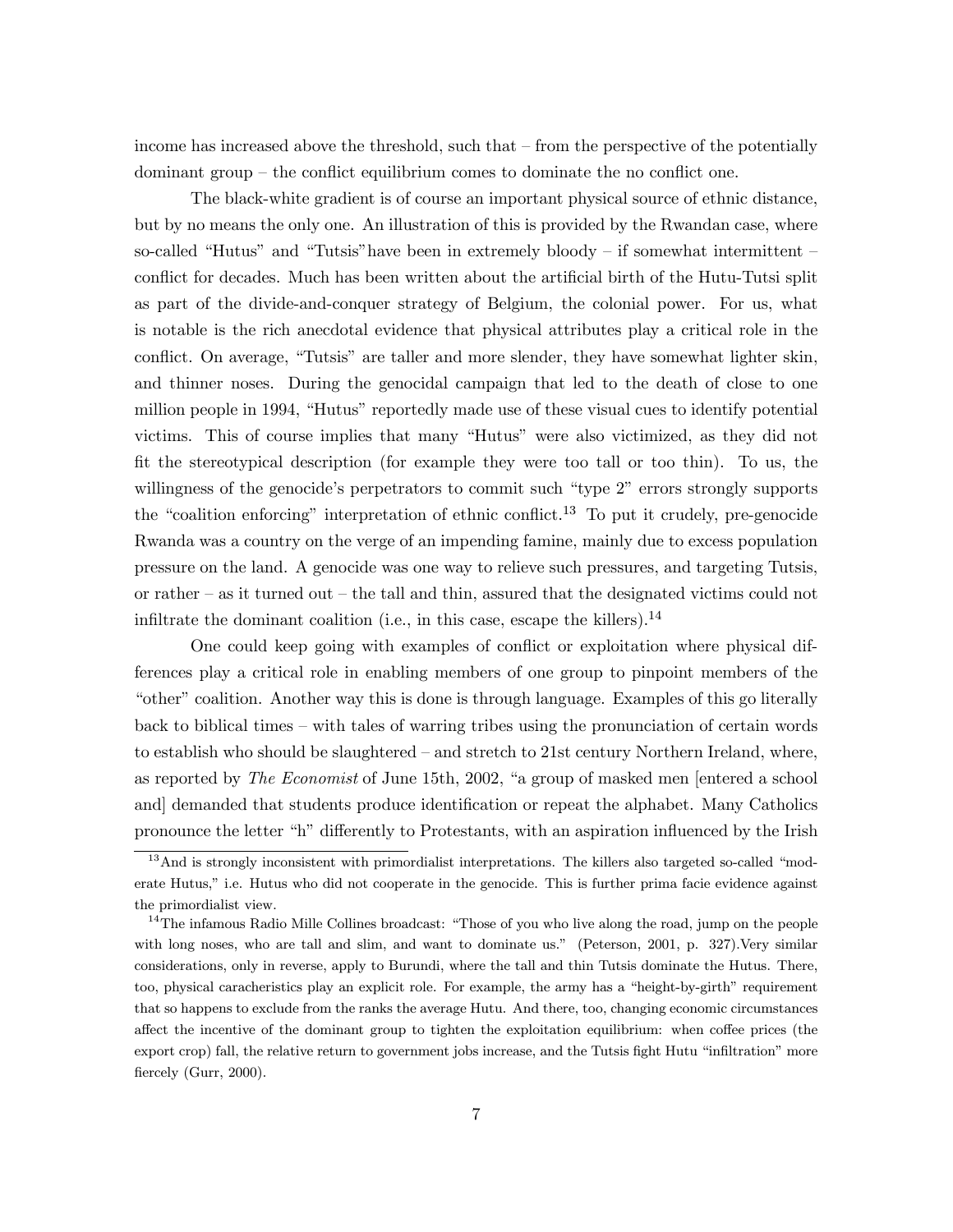income has increased above the threshold, such that – from the perspective of the potentially dominant group – the conflict equilibrium comes to dominate the no conflict one.

The black-white gradient is of course an important physical source of ethnic distance, but by no means the only one. An illustration of this is provided by the Rwandan case, where so-called "Hutus" and "Tutsis"have been in extremely bloody – if somewhat intermittent – conflict for decades. Much has been written about the artificial birth of the Hutu-Tutsi split as part of the divide-and-conquer strategy of Belgium, the colonial power. For us, what is notable is the rich anecdotal evidence that physical attributes play a critical role in the conflict. On average, "Tutsis" are taller and more slender, they have somewhat lighter skin, and thinner noses. During the genocidal campaign that led to the death of close to one million people in 1994, "Hutus" reportedly made use of these visual cues to identify potential victims. This of course implies that many "Hutus" were also victimized, as they did not fit the stereotypical description (for example they were too tall or too thin). To us, the willingness of the genocide's perpetrators to commit such "type 2" errors strongly supports the "coalition enforcing" interpretation of ethnic conflict.[13] To put it crudely, pre-genocide Rwanda was a country on the verge of an impending famine, mainly due to excess population pressure on the land. A genocide was one way to relieve such pressures, and targeting Tutsis, or rather – as it turned out – the tall and thin, assured that the designated victims could not infiltrate the dominant coalition (i.e., in this case, escape the killers).[14]

One could keep going with examples of conflict or exploitation where physical differences play a critical role in enabling members of one group to pinpoint members of the "other" coalition. Another way this is done is through language. Examples of this go literally back to biblical times – with tales of warring tribes using the pronunciation of certain words to establish who should be slaughtered – and stretch to 21st century Northern Ireland, where, as reported by *The Economist* of June 15th, 2002, "a group of masked men [entered a school and] demanded that students produce identification or repeat the alphabet. Many Catholics pronounce the letter "h" differently to Protestants, with an aspiration influenced by the Irish

---

[13] And is strongly inconsistent with primordialist interpretations. The killers also targeted so-called "moderate Hutus," i.e. Hutus who did not cooperate in the genocide. This is further prima facie evidence against the primordialist view.

[14] The infamous Radio Mille Collines broadcast: "Those of you who live along the road, jump on the people with long noses, who are tall and slim, and want to dominate us." (Peterson, 2001, p. 327).Very similar considerations, only in reverse, apply to Burundi, where the tall and thin Tutsis dominate the Hutus. There, too, physical caracheristics play an explicit role. For example, the army has a "height-by-girth" requirement that so happens to exclude from the ranks the average Hutu. And there, too, changing economic circumstances affect the incentive of the dominant group to tighten the exploitation equilibrium: when coffee prices (the export crop) fall, the relative return to government jobs increase, and the Tutsis fight Hutu "infiltration" more fiercely (Gurr, 2000).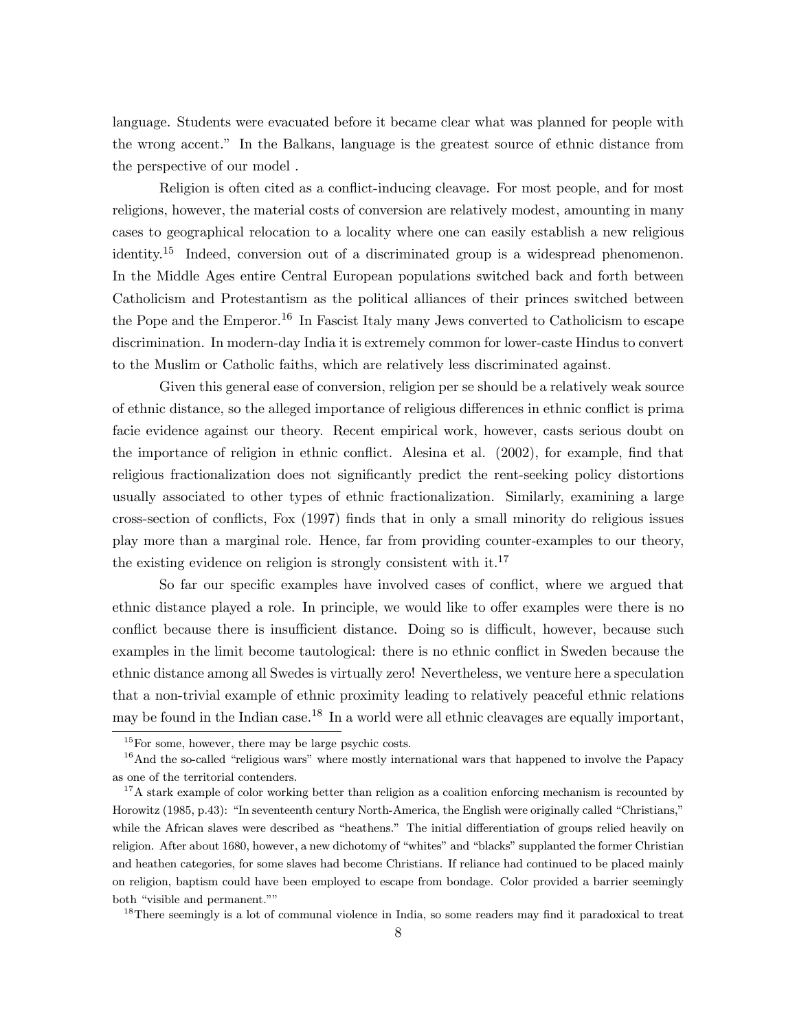language. Students were evacuated before it became clear what was planned for people with the wrong accent." In the Balkans, language is the greatest source of ethnic distance from the perspective of our model .

Religion is often cited as a conflict-inducing cleavage. For most people, and for most religions, however, the material costs of conversion are relatively modest, amounting in many cases to geographical relocation to a locality where one can easily establish a new religious identity.[15] Indeed, conversion out of a discriminated group is a widespread phenomenon. In the Middle Ages entire Central European populations switched back and forth between Catholicism and Protestantism as the political alliances of their princes switched between the Pope and the Emperor.[16] In Fascist Italy many Jews converted to Catholicism to escape discrimination. In modern-day India it is extremely common for lower-caste Hindus to convert to the Muslim or Catholic faiths, which are relatively less discriminated against.

Given this general ease of conversion, religion per se should be a relatively weak source of ethnic distance, so the alleged importance of religious differences in ethnic conflict is prima facie evidence against our theory. Recent empirical work, however, casts serious doubt on the importance of religion in ethnic conflict. Alesina et al. (2002), for example, find that religious fractionalization does not significantly predict the rent-seeking policy distortions usually associated to other types of ethnic fractionalization. Similarly, examining a large cross-section of conflicts, Fox (1997) finds that in only a small minority do religious issues play more than a marginal role. Hence, far from providing counter-examples to our theory, the existing evidence on religion is strongly consistent with it.[17]

So far our specific examples have involved cases of conflict, where we argued that ethnic distance played a role. In principle, we would like to offer examples were there is no conflict because there is insufficient distance. Doing so is difficult, however, because such examples in the limit become tautological: there is no ethnic conflict in Sweden because the ethnic distance among all Swedes is virtually zero! Nevertheless, we venture here a speculation that a non-trivial example of ethnic proximity leading to relatively peaceful ethnic relations may be found in the Indian case.[18] In a world were all ethnic cleavages are equally important,

[15] For some, however, there may be large psychic costs.

[16] And the so-called "religious wars" where mostly international wars that happened to involve the Papacy as one of the territorial contenders.

[17] A stark example of color working better than religion as a coalition enforcing mechanism is recounted by Horowitz (1985, p.43): "In seventeenth century North-America, the English were originally called "Christians," while the African slaves were described as "heathens." The initial differentiation of groups relied heavily on religion. After about 1680, however, a new dichotomy of "whites" and "blacks" supplanted the former Christian and heathen categories, for some slaves had become Christians. If reliance had continued to be placed mainly on religion, baptism could have been employed to escape from bondage. Color provided a barrier seemingly both "visible and permanent.""

[18] There seemingly is a lot of communal violence in India, so some readers may find it paradoxical to treat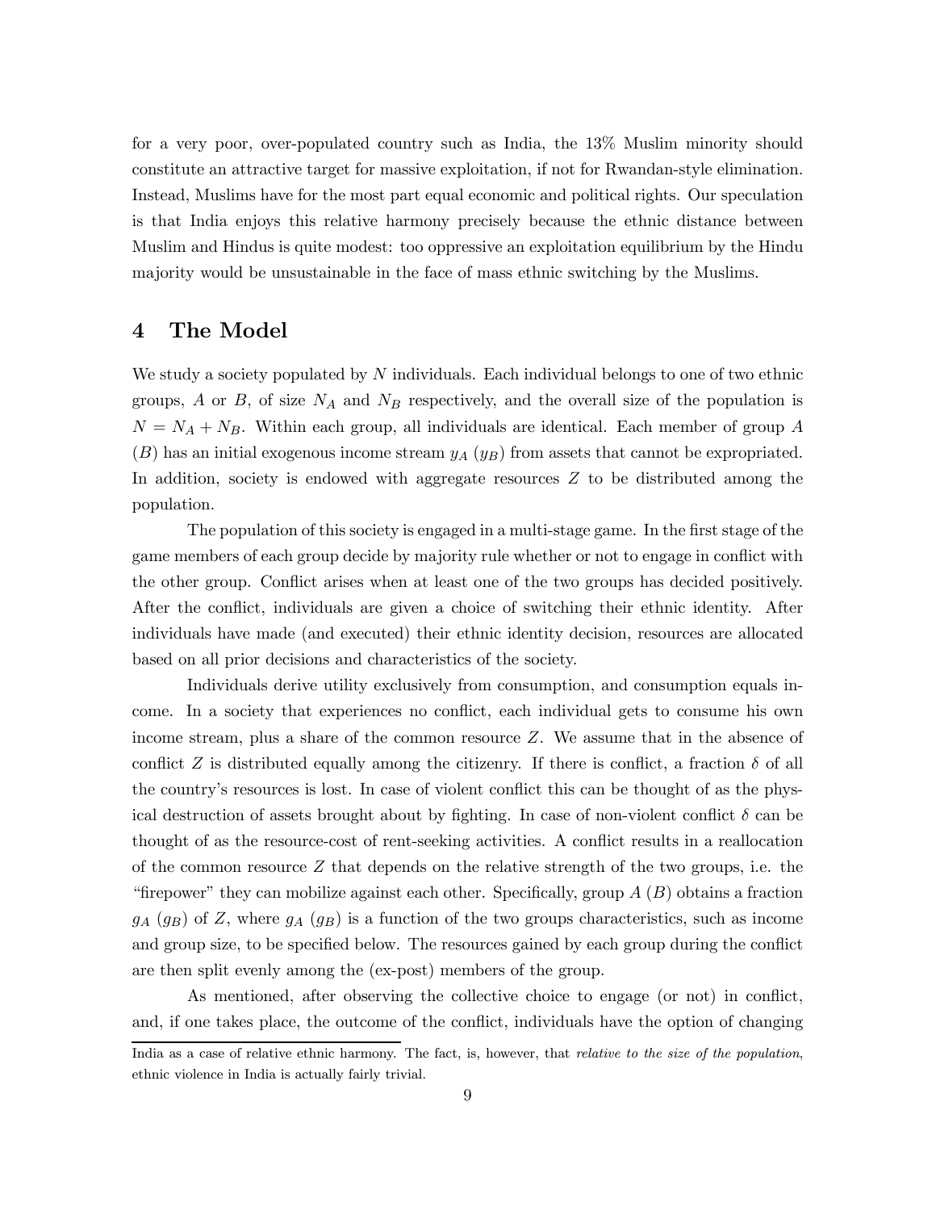for a very poor, over-populated country such as India, the 13% Muslim minority should constitute an attractive target for massive exploitation, if not for Rwandan-style elimination. Instead, Muslims have for the most part equal economic and political rights. Our speculation is that India enjoys this relative harmony precisely because the ethnic distance between Muslim and Hindus is quite modest: too oppressive an exploitation equilibrium by the Hindu majority would be unsustainable in the face of mass ethnic switching by the Muslims.

# 4 The Model

We study a society populated by $N$ individuals. Each individual belongs to one of two ethnic groups, $A$ or $B$, of size $N_A$ and $N_B$ respectively, and the overall size of the population is $N = N_A + N_B$. Within each group, all individuals are identical. Each member of group $A$ ($B$) has an initial exogenous income stream $y_A$ ($y_B$) from assets that cannot be expropriated. In addition, society is endowed with aggregate resources $Z$ to be distributed among the population.

The population of this society is engaged in a multi-stage game. In the first stage of the game members of each group decide by majority rule whether or not to engage in conflict with the other group. Conflict arises when at least one of the two groups has decided positively. After the conflict, individuals are given a choice of switching their ethnic identity. After individuals have made (and executed) their ethnic identity decision, resources are allocated based on all prior decisions and characteristics of the society.

Individuals derive utility exclusively from consumption, and consumption equals income. In a society that experiences no conflict, each individual gets to consume his own income stream, plus a share of the common resource $Z$. We assume that in the absence of conflict $Z$ is distributed equally among the citizenry. If there is conflict, a fraction $\delta$ of all the country's resources is lost. In case of violent conflict this can be thought of as the physical destruction of assets brought about by fighting. In case of non-violent conflict $\delta$ can be thought of as the resource-cost of rent-seeking activities. A conflict results in a reallocation of the common resource $Z$ that depends on the relative strength of the two groups, i.e. the "firepower" they can mobilize against each other. Specifically, group $A$ ($B$) obtains a fraction $g_A$ ($g_B$) of $Z$, where $g_A$ ($g_B$) is a function of the two groups characteristics, such as income and group size, to be specified below. The resources gained by each group during the conflict are then split evenly among the (ex-post) members of the group.

As mentioned, after observing the collective choice to engage (or not) in conflict, and, if one takes place, the outcome of the conflict, individuals have the option of changing

India as a case of relative ethnic harmony. The fact, is, however, that *relative to the size of the population*, ethnic violence in India is actually fairly trivial.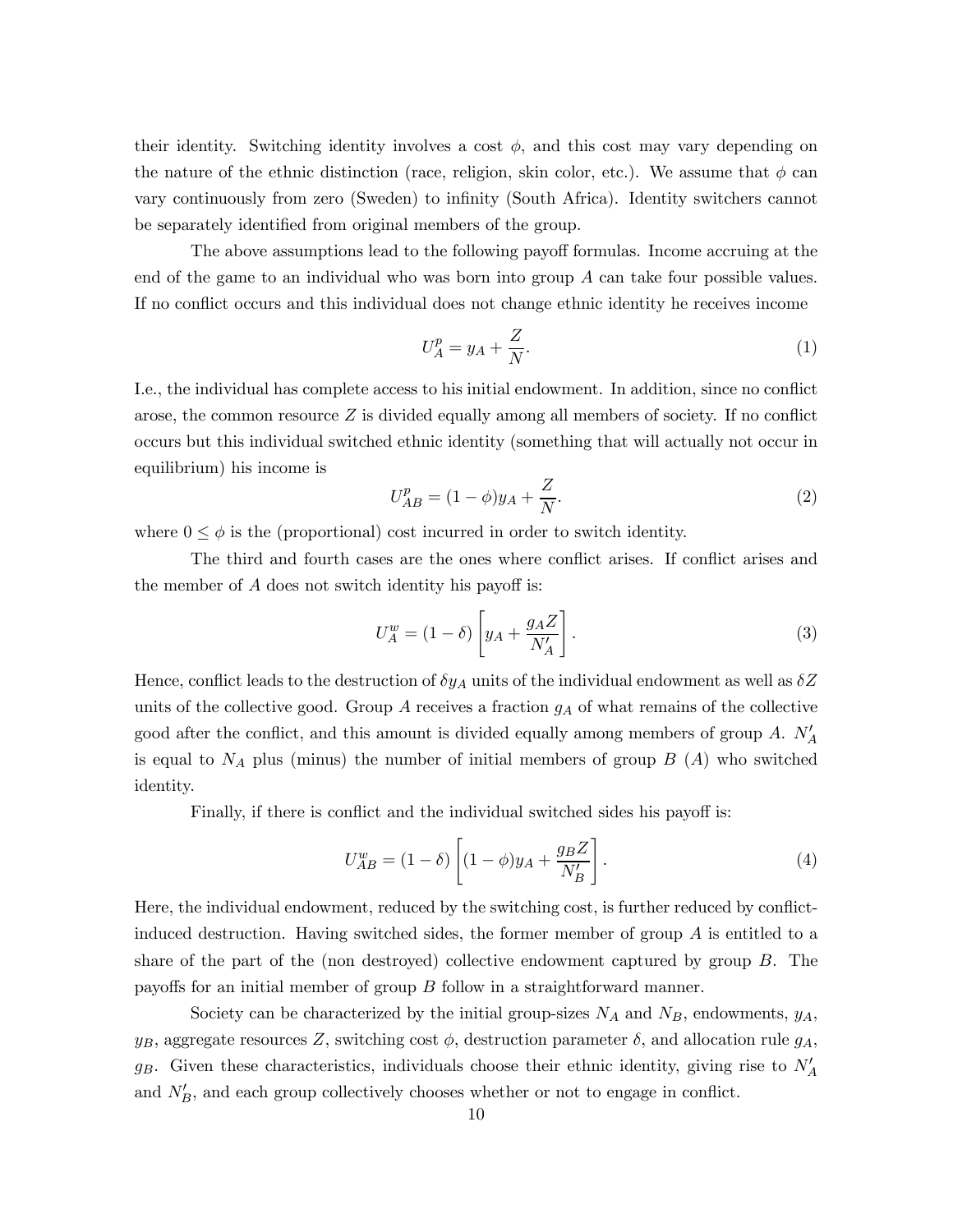their identity. Switching identity involves a cost $\phi$, and this cost may vary depending on the nature of the ethnic distinction (race, religion, skin color, etc.). We assume that $\phi$ can vary continuously from zero (Sweden) to infinity (South Africa). Identity switchers cannot be separately identified from original members of the group.

The above assumptions lead to the following payoff formulas. Income accruing at the end of the game to an individual who was born into group $A$ can take four possible values. If no conflict occurs and this individual does not change ethnic identity he receives income

$$U_A^p = y_A + \frac{Z}{N}. \tag{1}$$

I.e., the individual has complete access to his initial endowment. In addition, since no conflict arose, the common resource $Z$ is divided equally among all members of society. If no conflict occurs but this individual switched ethnic identity (something that will actually not occur in equilibrium) his income is

$$U_{AB}^p = (1-\phi)y_A + \frac{Z}{N}. \tag{2}$$

where $0 \leq \phi$ is the (proportional) cost incurred in order to switch identity.

The third and fourth cases are the ones where conflict arises. If conflict arises and the member of $A$ does not switch identity his payoff is:

$$U_A^w = (1-\delta)\left[y_A + \frac{g_A Z}{N_A'}\right]. \tag{3}$$

Hence, conflict leads to the destruction of $\delta y_A$ units of the individual endowment as well as $\delta Z$ units of the collective good. Group $A$ receives a fraction $g_A$ of what remains of the collective good after the conflict, and this amount is divided equally among members of group $A$. $N_A'$ is equal to $N_A$ plus (minus) the number of initial members of group $B$ ($A$) who switched identity.

Finally, if there is conflict and the individual switched sides his payoff is:

$$U_{AB}^w = (1-\delta)\left[(1-\phi)y_A + \frac{g_B Z}{N_B'}\right]. \tag{4}$$

Here, the individual endowment, reduced by the switching cost, is further reduced by conflict-induced destruction. Having switched sides, the former member of group $A$ is entitled to a share of the part of the (non destroyed) collective endowment captured by group $B$. The payoffs for an initial member of group $B$ follow in a straightforward manner.

Society can be characterized by the initial group-sizes $N_A$ and $N_B$, endowments, $y_A$, $y_B$, aggregate resources $Z$, switching cost $\phi$, destruction parameter $\delta$, and allocation rule $g_A$, $g_B$. Given these characteristics, individuals choose their ethnic identity, giving rise to $N_A'$ and $N_B'$, and each group collectively chooses whether or not to engage in conflict.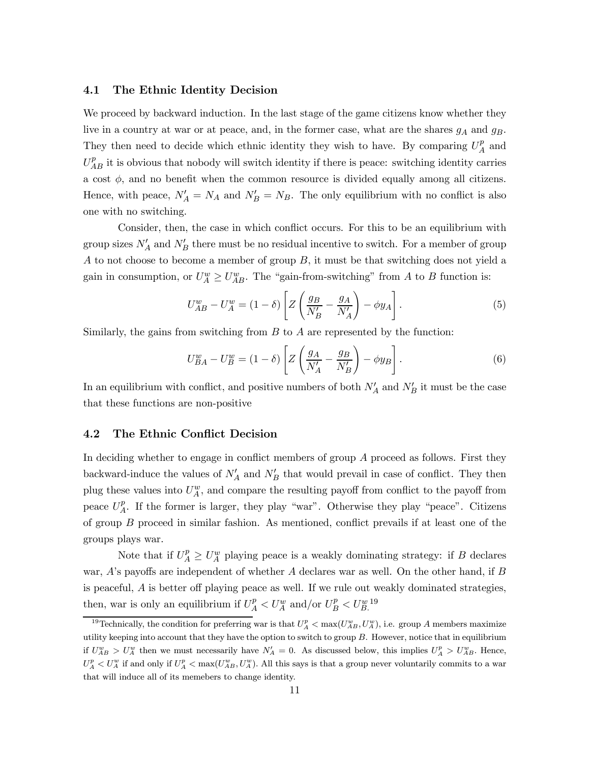### 4.1 The Ethnic Identity Decision

We proceed by backward induction. In the last stage of the game citizens know whether they live in a country at war or at peace, and, in the former case, what are the shares $g_A$ and $g_B$. They then need to decide which ethnic identity they wish to have. By comparing $U_A^p$ and $U_{AB}^p$ it is obvious that nobody will switch identity if there is peace: switching identity carries a cost $\phi$, and no benefit when the common resource is divided equally among all citizens. Hence, with peace, $N_A' = N_A$ and $N_B' = N_B$. The only equilibrium with no conflict is also one with no switching.

Consider, then, the case in which conflict occurs. For this to be an equilibrium with group sizes $N_A'$ and $N_B'$ there must be no residual incentive to switch. For a member of group $A$ to not choose to become a member of group $B$, it must be that switching does not yield a gain in consumption, or $U_A^w \geq U_{AB}^w$. The "gain-from-switching" from $A$ to $B$ function is:

$$U_{AB}^w - U_A^w = (1-\delta)\left[Z\left(\frac{g_B}{N_B'} - \frac{g_A}{N_A'}\right) - \phi y_A\right]. \tag{5}$$

Similarly, the gains from switching from $B$ to $A$ are represented by the function:

$$U_{BA}^w - U_B^w = (1-\delta)\left[Z\left(\frac{g_A}{N_A'} - \frac{g_B}{N_B'}\right) - \phi y_B\right]. \tag{6}$$

In an equilibrium with conflict, and positive numbers of both $N_A'$ and $N_B'$ it must be the case that these functions are non-positive

### 4.2 The Ethnic Conflict Decision

In deciding whether to engage in conflict members of group $A$ proceed as follows. First they backward-induce the values of $N_A'$ and $N_B'$ that would prevail in case of conflict. They then plug these values into $U_A^w$, and compare the resulting payoff from conflict to the payoff from peace $U_A^p$. If the former is larger, they play "war". Otherwise they play "peace". Citizens of group $B$ proceed in similar fashion. As mentioned, conflict prevails if at least one of the groups plays war.

Note that if $U_A^p \geq U_A^w$ playing peace is a weakly dominating strategy: if $B$ declares war, $A$'s payoffs are independent of whether $A$ declares war as well. On the other hand, if $B$ is peaceful, $A$ is better off playing peace as well. If we rule out weakly dominated strategies, then, war is only an equilibrium if $U_A^p < U_A^w$ and/or $U_B^p < U_B^w$.[19]

[19] Technically, the condition for preferring war is that $U_A^p < \max(U_{AB}^w, U_A^w)$, i.e. group $A$ members maximize utility keeping into account that they have the option to switch to group $B$. However, notice that in equilibrium if $U_{AB}^w > U_A^w$ then we must necessarily have $N_A' = 0$. As discussed below, this implies $U_A^p > U_{AB}^w$. Hence, $U_A^p < U_A^w$ if and only if $U_A^p < \max(U_{AB}^w, U_A^w)$. All this says is that a group never voluntarily commits to a war that will induce all of its memebers to change identity.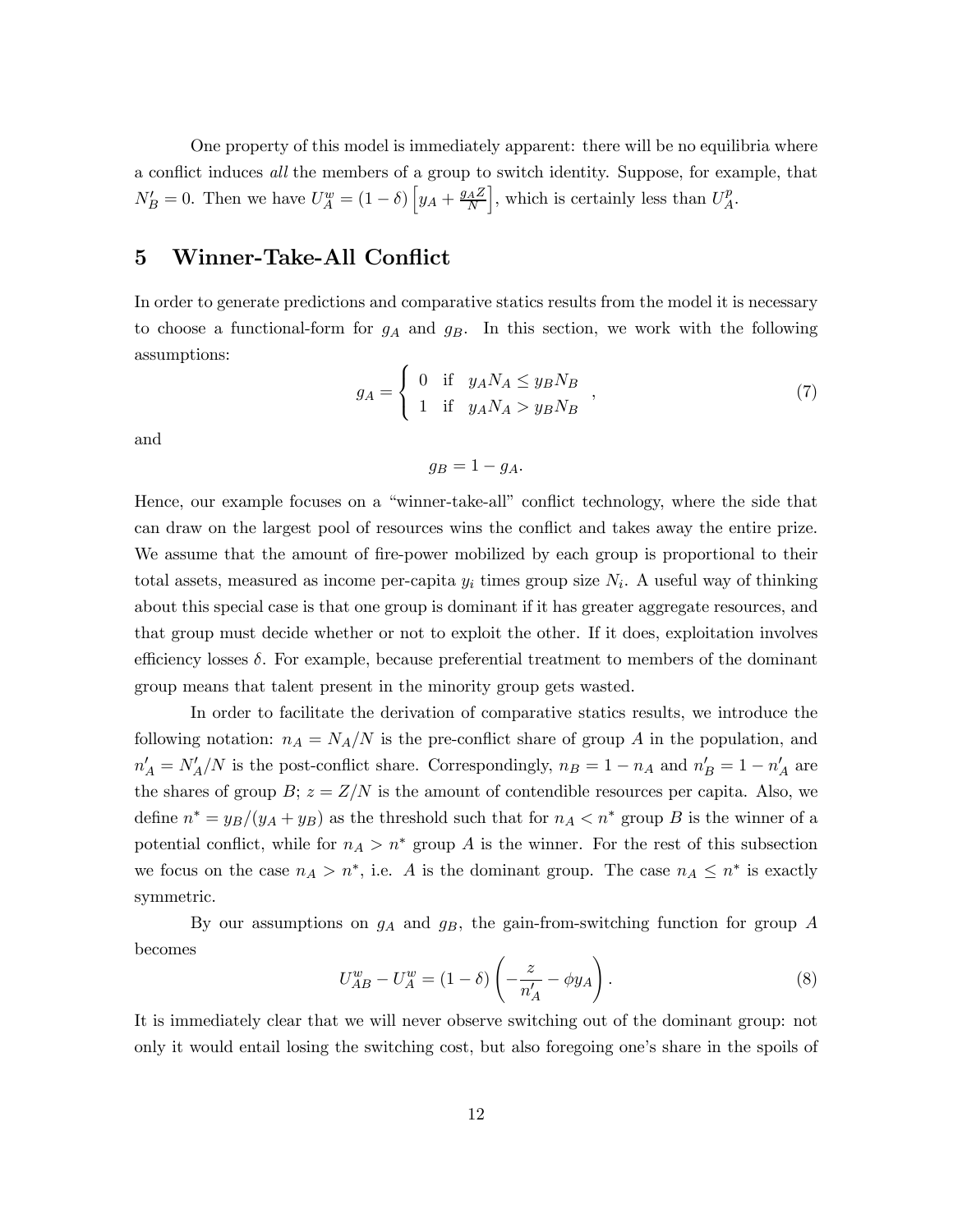One property of this model is immediately apparent: there will be no equilibria where a conflict induces *all* the members of a group to switch identity. Suppose, for example, that $N_B' = 0$. Then we have $U_A^w = (1-\delta)\left[y_A + \frac{g_A Z}{N}\right]$, which is certainly less than $U_A^p$.

# 5 Winner-Take-All Conflict

In order to generate predictions and comparative statics results from the model it is necessary to choose a functional-form for $g_A$ and $g_B$. In this section, we work with the following assumptions:

$$g_A = \begin{cases} 0 & \text{if} \quad y_A N_A \leq y_B N_B \\ 1 & \text{if} \quad y_A N_A > y_B N_B \end{cases}, \tag{7}$$

and

$$g_B = 1 - g_A.$$

Hence, our example focuses on a "winner-take-all" conflict technology, where the side that can draw on the largest pool of resources wins the conflict and takes away the entire prize. We assume that the amount of fire-power mobilized by each group is proportional to their total assets, measured as income per-capita $y_i$ times group size $N_i$. A useful way of thinking about this special case is that one group is dominant if it has greater aggregate resources, and that group must decide whether or not to exploit the other. If it does, exploitation involves efficiency losses $\delta$. For example, because preferential treatment to members of the dominant group means that talent present in the minority group gets wasted.

In order to facilitate the derivation of comparative statics results, we introduce the following notation: $n_A = N_A/N$ is the pre-conflict share of group $A$ in the population, and $n_A' = N_A'/N$ is the post-conflict share. Correspondingly, $n_B = 1 - n_A$ and $n_B' = 1 - n_A'$ are the shares of group $B$; $z = Z/N$ is the amount of contendible resources per capita. Also, we define $n^* = y_B/(y_A + y_B)$ as the threshold such that for $n_A < n^*$ group $B$ is the winner of a potential conflict, while for $n_A > n^*$ group $A$ is the winner. For the rest of this subsection we focus on the case $n_A > n^*$, i.e. $A$ is the dominant group. The case $n_A \leq n^*$ is exactly symmetric.

By our assumptions on $g_A$ and $g_B$, the gain-from-switching function for group $A$ becomes

$$U_{AB}^w - U_A^w = (1-\delta)\left(-\frac{z}{n_A'} - \phi y_A\right). \tag{8}$$

It is immediately clear that we will never observe switching out of the dominant group: not only it would entail losing the switching cost, but also foregoing one's share in the spoils of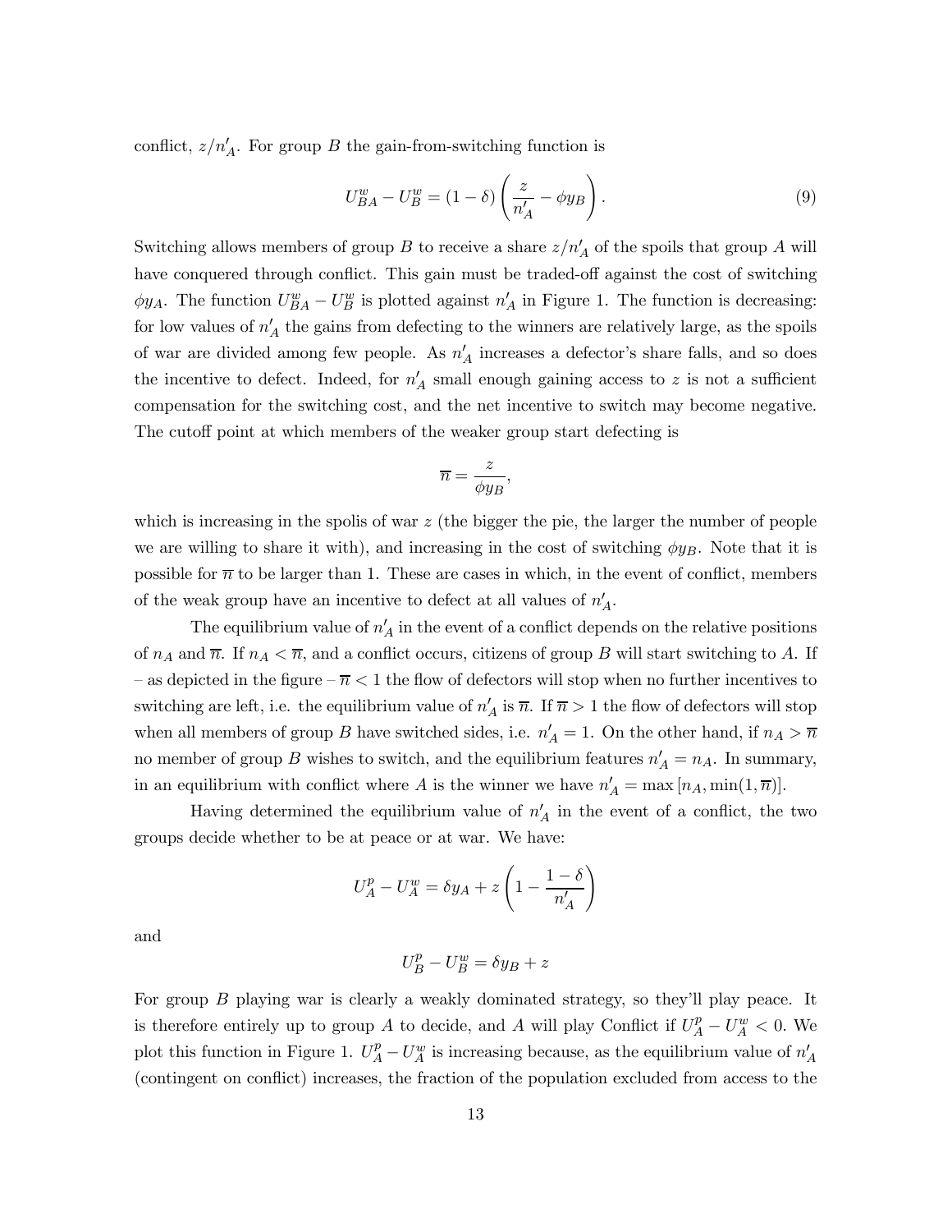conflict, $z/n'_A$. For group $B$ the gain-from-switching function is

$$U^w_{BA} - U^w_B = (1-\delta)\left(\frac{z}{n'_A} - \phi y_B\right). \tag{9}$$

Switching allows members of group $B$ to receive a share $z/n'_A$ of the spoils that group $A$ will have conquered through conflict. This gain must be traded-off against the cost of switching $\phi y_A$. The function $U^w_{BA} - U^w_B$ is plotted against $n'_A$ in Figure 1. The function is decreasing: for low values of $n'_A$ the gains from defecting to the winners are relatively large, as the spoils of war are divided among few people. As $n'_A$ increases a defector's share falls, and so does the incentive to defect. Indeed, for $n'_A$ small enough gaining access to $z$ is not a sufficient compensation for the switching cost, and the net incentive to switch may become negative. The cutoff point at which members of the weaker group start defecting is

$$\overline{n} = \frac{z}{\phi y_B},$$

which is increasing in the spolis of war $z$ (the bigger the pie, the larger the number of people we are willing to share it with), and increasing in the cost of switching $\phi y_B$. Note that it is possible for $\overline{n}$ to be larger than 1. These are cases in which, in the event of conflict, members of the weak group have an incentive to defect at all values of $n'_A$.

The equilibrium value of $n'_A$ in the event of a conflict depends on the relative positions of $n_A$ and $\overline{n}$. If $n_A < \overline{n}$, and a conflict occurs, citizens of group $B$ will start switching to $A$. If – as depicted in the figure – $\overline{n} < 1$ the flow of defectors will stop when no further incentives to switching are left, i.e. the equilibrium value of $n'_A$ is $\overline{n}$. If $\overline{n} > 1$ the flow of defectors will stop when all members of group $B$ have switched sides, i.e. $n'_A = 1$. On the other hand, if $n_A > \overline{n}$ no member of group $B$ wishes to switch, and the equilibrium features $n'_A = n_A$. In summary, in an equilibrium with conflict where $A$ is the winner we have $n'_A = \max\left[n_A, \min(1, \overline{n})\right]$.

Having determined the equilibrium value of $n'_A$ in the event of a conflict, the two groups decide whether to be at peace or at war. We have:

$$U^p_A - U^w_A = \delta y_A + z\left(1 - \frac{1-\delta}{n'_A}\right)$$

and

$$U^p_B - U^w_B = \delta y_B + z$$

For group $B$ playing war is clearly a weakly dominated strategy, so they'll play peace. It is therefore entirely up to group $A$ to decide, and $A$ will play Conflict if $U^p_A - U^w_A < 0$. We plot this function in Figure 1. $U^p_A - U^w_A$ is increasing because, as the equilibrium value of $n'_A$ (contingent on conflict) increases, the fraction of the population excluded from access to the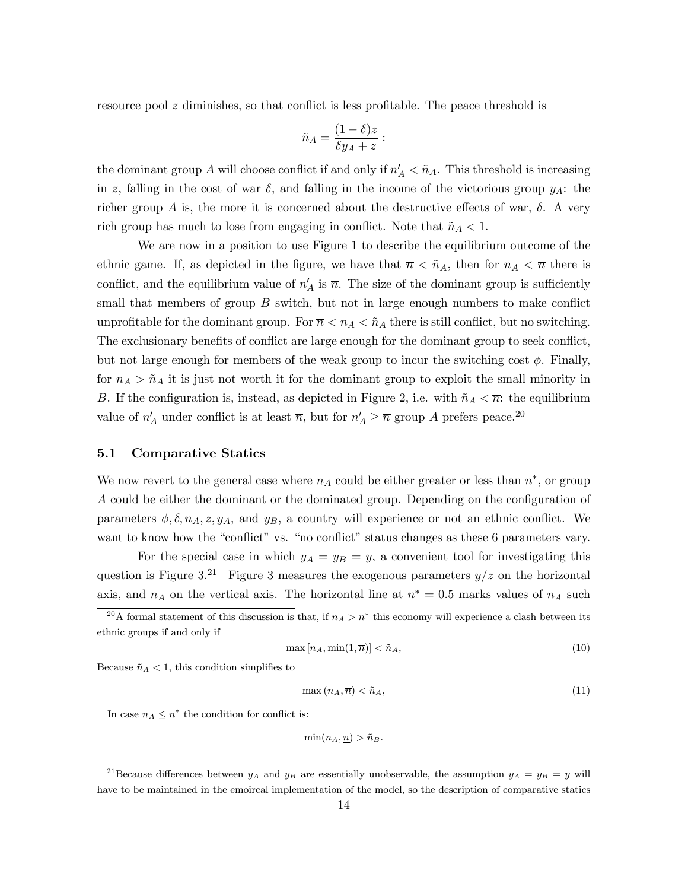resource pool $z$ diminishes, so that conflict is less profitable. The peace threshold is

$$\tilde{n}_A = \frac{(1-\delta)z}{\delta y_A + z}:$$

the dominant group $A$ will choose conflict if and only if $n'_A < \tilde{n}_A$. This threshold is increasing in $z$, falling in the cost of war $\delta$, and falling in the income of the victorious group $y_A$: the richer group $A$ is, the more it is concerned about the destructive effects of war, $\delta$. A very rich group has much to lose from engaging in conflict. Note that $\tilde{n}_A < 1$.

We are now in a position to use Figure 1 to describe the equilibrium outcome of the ethnic game. If, as depicted in the figure, we have that $\overline{n} < \tilde{n}_A$, then for $n_A < \overline{n}$ there is conflict, and the equilibrium value of $n'_A$ is $\overline{n}$. The size of the dominant group is sufficiently small that members of group $B$ switch, but not in large enough numbers to make conflict unprofitable for the dominant group. For $\overline{n} < n_A < \tilde{n}_A$ there is still conflict, but no switching. The exclusionary benefits of conflict are large enough for the dominant group to seek conflict, but not large enough for members of the weak group to incur the switching cost $\phi$. Finally, for $n_A > \tilde{n}_A$ it is just not worth it for the dominant group to exploit the small minority in $B$. If the configuration is, instead, as depicted in Figure 2, i.e. with $\tilde{n}_A < \overline{n}$: the equilibrium value of $n'_A$ under conflict is at least $\overline{n}$, but for $n'_A \geq \overline{n}$ group $A$ prefers peace.[20]

### 5.1 Comparative Statics

We now revert to the general case where $n_A$ could be either greater or less than $n^*$, or group $A$ could be either the dominant or the dominated group. Depending on the configuration of parameters $\phi, \delta, n_A, z, y_A$, and $y_B$, a country will experience or not an ethnic conflict. We want to know how the "conflict" vs. "no conflict" status changes as these 6 parameters vary.

For the special case in which $y_A = y_B = y$, a convenient tool for investigating this question is Figure 3.[21] Figure 3 measures the exogenous parameters $y/z$ on the horizontal axis, and $n_A$ on the vertical axis. The horizontal line at $n^* = 0.5$ marks values of $n_A$ such

---

[20] A formal statement of this discussion is that, if $n_A > n^*$ this economy will experience a clash between its ethnic groups if and only if

$$\max\left[n_A, \min(1, \overline{n})\right] < \tilde{n}_A, \tag{10}$$

Because $\tilde{n}_A < 1$, this condition simplifies to

$$\max\left(n_A, \overline{n}\right) < \tilde{n}_A, \tag{11}$$

In case $n_A \leq n^*$ the condition for conflict is:

$$\min(n_A, \underline{n}) > \tilde{n}_B.$$

[21] Because differences between $y_A$ and $y_B$ are essentially unobservable, the assumption $y_A = y_B = y$ will have to be maintained in the emoircal implementation of the model, so the description of comparative statics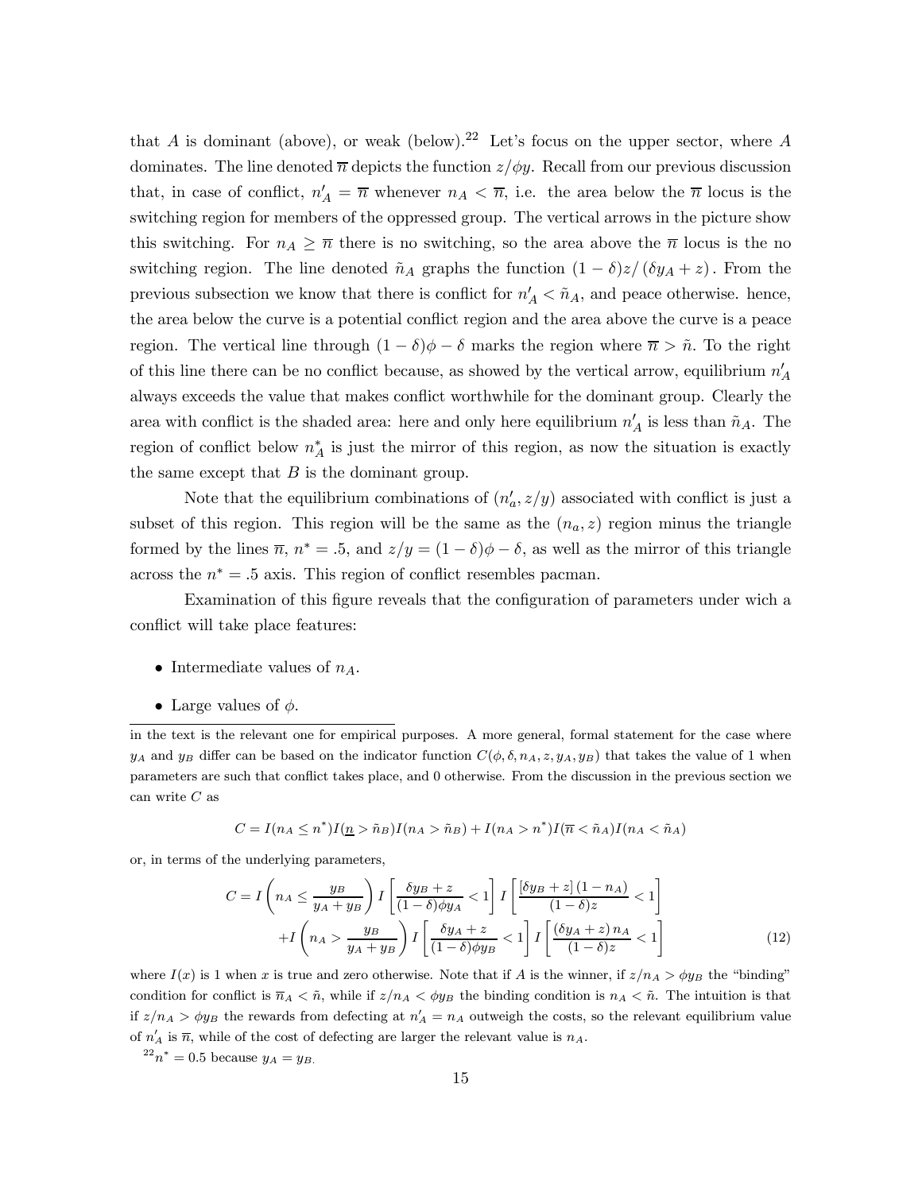that $A$ is dominant (above), or weak (below).[22] Let's focus on the upper sector, where $A$ dominates. The line denoted $\overline{n}$ depicts the function $z/\phi y$. Recall from our previous discussion that, in case of conflict, $n'_A = \overline{n}$ whenever $n_A < \overline{n}$, i.e. the area below the $\overline{n}$ locus is the switching region for members of the oppressed group. The vertical arrows in the picture show this switching. For $n_A \geq \overline{n}$ there is no switching, so the area above the $\overline{n}$ locus is the no switching region. The line denoted $\tilde{n}_A$ graphs the function $(1-\delta)z/(\delta y_A + z)$. From the previous subsection we know that there is conflict for $n'_A < \tilde{n}_A$, and peace otherwise. hence, the area below the curve is a potential conflict region and the area above the curve is a peace region. The vertical line through $(1-\delta)\phi - \delta$ marks the region where $\overline{n} > \tilde{n}$. To the right of this line there can be no conflict because, as showed by the vertical arrow, equilibrium $n'_A$ always exceeds the value that makes conflict worthwhile for the dominant group. Clearly the area with conflict is the shaded area: here and only here equilibrium $n'_A$ is less than $\tilde{n}_A$. The region of conflict below $n^*_A$ is just the mirror of this region, as now the situation is exactly the same except that $B$ is the dominant group.

Note that the equilibrium combinations of $(n'_a, z/y)$ associated with conflict is just a subset of this region. This region will be the same as the $(n_a, z)$ region minus the triangle formed by the lines $\overline{n}$, $n^* = .5$, and $z/y = (1-\delta)\phi - \delta$, as well as the mirror of this triangle across the $n^* = .5$ axis. This region of conflict resembles pacman.

Examination of this figure reveals that the configuration of parameters under wich a conflict will take place features:

- Intermediate values of $n_A$.
- Large values of $\phi$.

---

in the text is the relevant one for empirical purposes. A more general, formal statement for the case where $y_A$ and $y_B$ differ can be based on the indicator function $C(\phi, \delta, n_A, z, y_A, y_B)$ that takes the value of 1 when parameters are such that conflict takes place, and 0 otherwise. From the discussion in the previous section we can write $C$ as

$$C = I(n_A \leq n^*) I(\underline{n} > \tilde{n}_B) I(n_A > \tilde{n}_B) + I(n_A > n^*) I(\overline{n} < \tilde{n}_A) I(n_A < \tilde{n}_A)$$

or, in terms of the underlying parameters,

$$\begin{aligned} C = {} & I\left(n_A \leq \frac{y_B}{y_A + y_B}\right) I\left[\frac{\delta y_B + z}{(1-\delta)\phi y_A} < 1\right] I\left[\frac{[\delta y_B + z](1 - n_A)}{(1-\delta)z} < 1\right] \\ & + I\left(n_A > \frac{y_B}{y_A + y_B}\right) I\left[\frac{\delta y_A + z}{(1-\delta)\phi y_B} < 1\right] I\left[\frac{(\delta y_A + z) n_A}{(1-\delta)z} < 1\right] \end{aligned} \tag{12}$$

where $I(x)$ is 1 when $x$ is true and zero otherwise. Note that if $A$ is the winner, if $z/n_A > \phi y_B$ the "binding" condition for conflict is $\overline{n}_A < \tilde{n}$, while if $z/n_A < \phi y_B$ the binding condition is $n_A < \tilde{n}$. The intuition is that if $z/n_A > \phi y_B$ the rewards from defecting at $n'_A = n_A$ outweigh the costs, so the relevant equilibrium value of $n'_A$ is $\overline{n}$, while of the cost of defecting are larger the relevant value is $n_A$.

[22] $n^* = 0.5$ because $y_A = y_B$.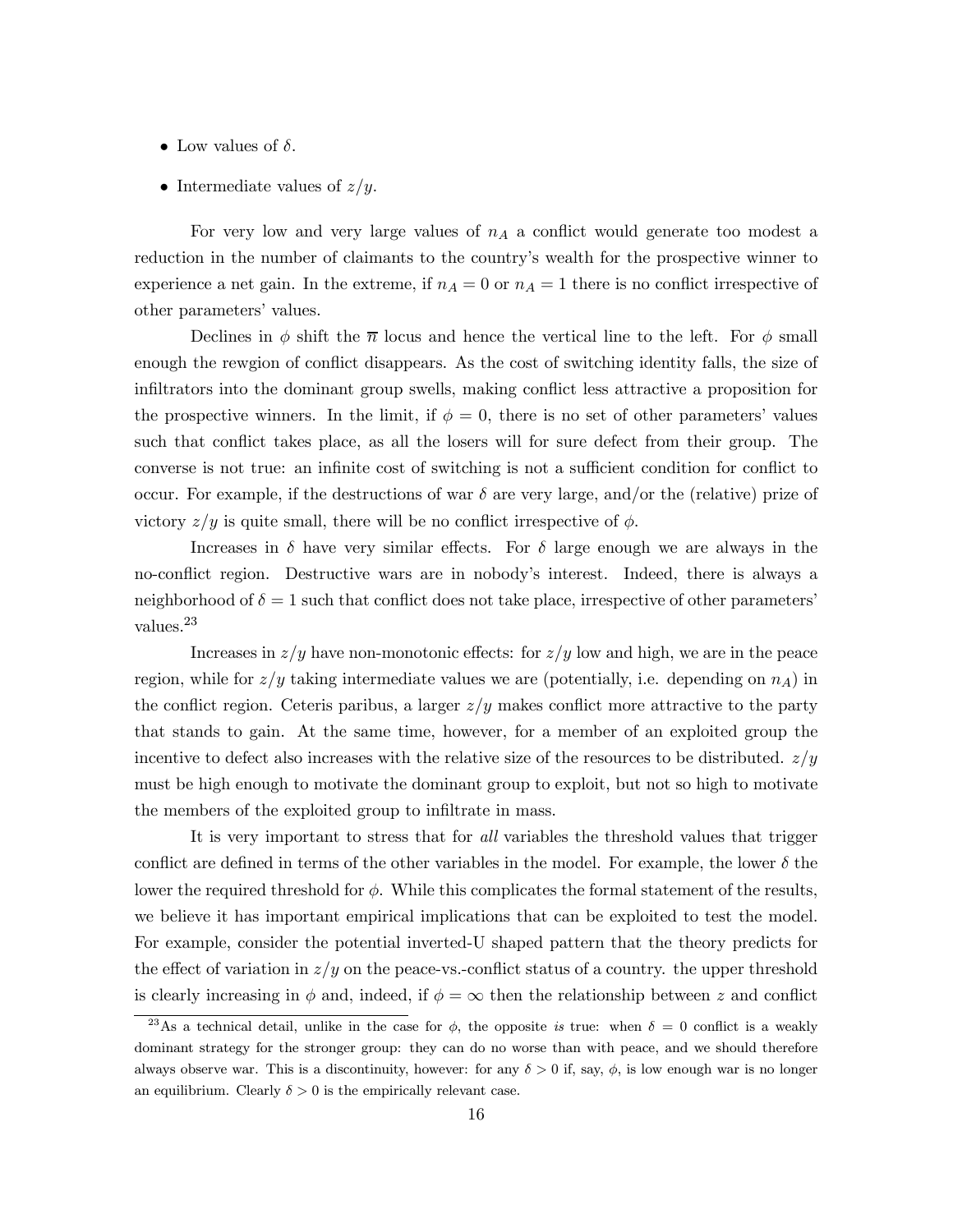- Low values of $\delta$.
- Intermediate values of $z/y$.

For very low and very large values of $n_A$ a conflict would generate too modest a reduction in the number of claimants to the country's wealth for the prospective winner to experience a net gain. In the extreme, if $n_A = 0$ or $n_A = 1$ there is no conflict irrespective of other parameters' values.

Declines in $\phi$ shift the $\overline{\pi}$ locus and hence the vertical line to the left. For $\phi$ small enough the rewgion of conflict disappears. As the cost of switching identity falls, the size of infiltrators into the dominant group swells, making conflict less attractive a proposition for the prospective winners. In the limit, if $\phi = 0$, there is no set of other parameters' values such that conflict takes place, as all the losers will for sure defect from their group. The converse is not true: an infinite cost of switching is not a sufficient condition for conflict to occur. For example, if the destructions of war $\delta$ are very large, and/or the (relative) prize of victory $z/y$ is quite small, there will be no conflict irrespective of $\phi$.

Increases in $\delta$ have very similar effects. For $\delta$ large enough we are always in the no-conflict region. Destructive wars are in nobody's interest. Indeed, there is always a neighborhood of $\delta = 1$ such that conflict does not take place, irrespective of other parameters' values.[23]

Increases in $z/y$ have non-monotonic effects: for $z/y$ low and high, we are in the peace region, while for $z/y$ taking intermediate values we are (potentially, i.e. depending on $n_A$) in the conflict region. Ceteris paribus, a larger $z/y$ makes conflict more attractive to the party that stands to gain. At the same time, however, for a member of an exploited group the incentive to defect also increases with the relative size of the resources to be distributed. $z/y$ must be high enough to motivate the dominant group to exploit, but not so high to motivate the members of the exploited group to infiltrate in mass.

It is very important to stress that for *all* variables the threshold values that trigger conflict are defined in terms of the other variables in the model. For example, the lower $\delta$ the lower the required threshold for $\phi$. While this complicates the formal statement of the results, we believe it has important empirical implications that can be exploited to test the model. For example, consider the potential inverted-U shaped pattern that the theory predicts for the effect of variation in $z/y$ on the peace-vs.-conflict status of a country. the upper threshold is clearly increasing in $\phi$ and, indeed, if $\phi = \infty$ then the relationship between $z$ and conflict

[23] As a technical detail, unlike in the case for $\phi$, the opposite *is* true: when $\delta = 0$ conflict is a weakly dominant strategy for the stronger group: they can do no worse than with peace, and we should therefore always observe war. This is a discontinuity, however: for any $\delta > 0$ if, say, $\phi$, is low enough war is no longer an equilibrium. Clearly $\delta > 0$ is the empirically relevant case.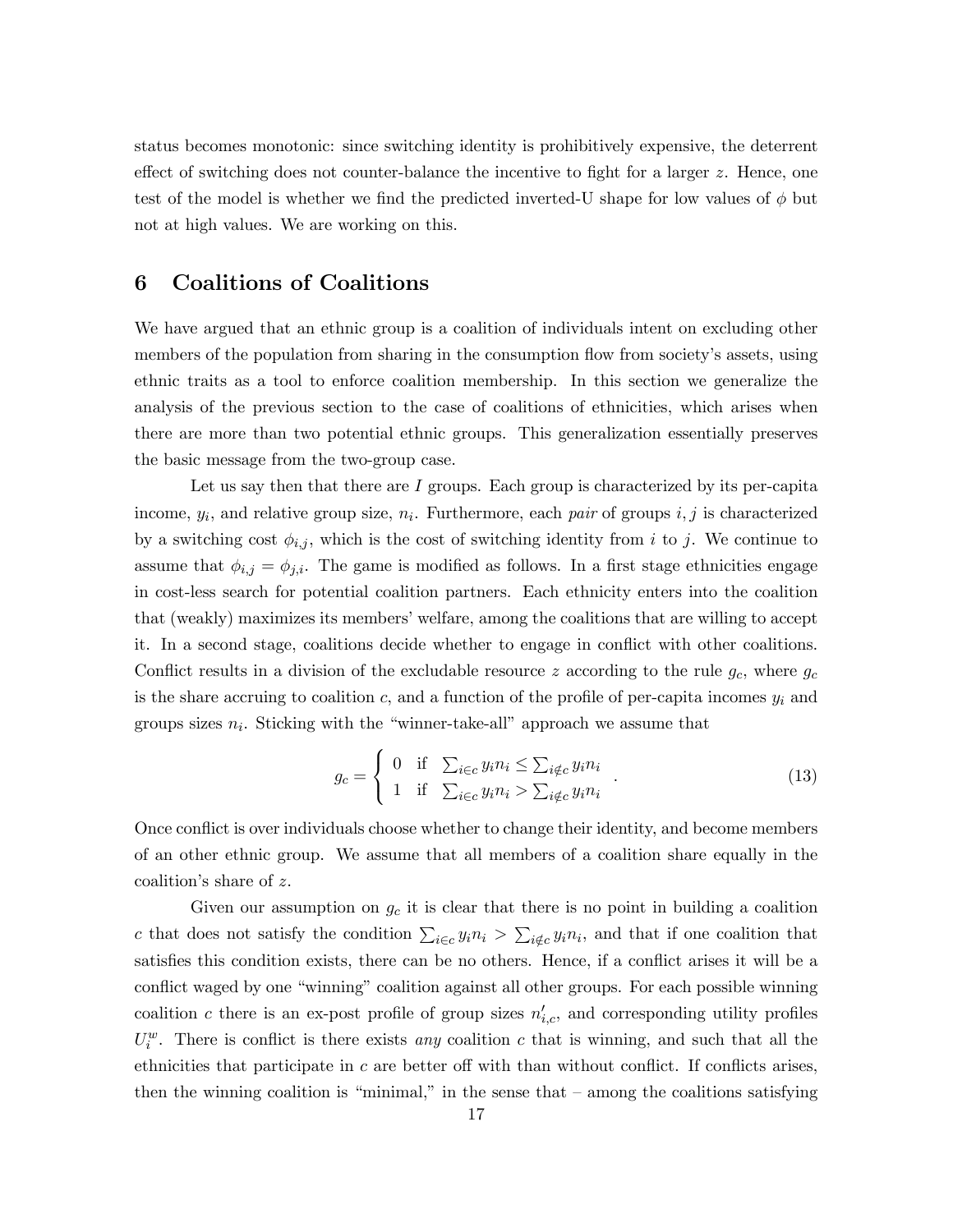status becomes monotonic: since switching identity is prohibitively expensive, the deterrent effect of switching does not counter-balance the incentive to fight for a larger $z$. Hence, one test of the model is whether we find the predicted inverted-U shape for low values of $\phi$ but not at high values. We are working on this.

## 6 Coalitions of Coalitions

We have argued that an ethnic group is a coalition of individuals intent on excluding other members of the population from sharing in the consumption flow from society's assets, using ethnic traits as a tool to enforce coalition membership. In this section we generalize the analysis of the previous section to the case of coalitions of ethnicities, which arises when there are more than two potential ethnic groups. This generalization essentially preserves the basic message from the two-group case.

Let us say then that there are $I$ groups. Each group is characterized by its per-capita income, $y_i$, and relative group size, $n_i$. Furthermore, each *pair* of groups $i, j$ is characterized by a switching cost $\phi_{i,j}$, which is the cost of switching identity from $i$ to $j$. We continue to assume that $\phi_{i,j} = \phi_{j,i}$. The game is modified as follows. In a first stage ethnicities engage in cost-less search for potential coalition partners. Each ethnicity enters into the coalition that (weakly) maximizes its members' welfare, among the coalitions that are willing to accept it. In a second stage, coalitions decide whether to engage in conflict with other coalitions. Conflict results in a division of the excludable resource $z$ according to the rule $g_c$, where $g_c$ is the share accruing to coalition $c$, and a function of the profile of per-capita incomes $y_i$ and groups sizes $n_i$. Sticking with the "winner-take-all" approach we assume that

$$g_c = \begin{cases} 0 & \text{if} \quad \sum_{i \in c} y_i n_i \leq \sum_{i \notin c} y_i n_i \\ 1 & \text{if} \quad \sum_{i \in c} y_i n_i > \sum_{i \notin c} y_i n_i \end{cases}. \tag{13}$$

Once conflict is over individuals choose whether to change their identity, and become members of an other ethnic group. We assume that all members of a coalition share equally in the coalition's share of $z$.

Given our assumption on $g_c$ it is clear that there is no point in building a coalition $c$ that does not satisfy the condition $\sum_{i \in c} y_i n_i > \sum_{i \notin c} y_i n_i$, and that if one coalition that satisfies this condition exists, there can be no others. Hence, if a conflict arises it will be a conflict waged by one "winning" coalition against all other groups. For each possible winning coalition $c$ there is an ex-post profile of group sizes $n'_{i,c}$, and corresponding utility profiles $U_i^w$. There is conflict there exists *any* coalition $c$ that is winning, and such that all the ethnicities that participate in $c$ are better off with than without conflict. If conflicts arises, then the winning coalition is "minimal," in the sense that – among the coalitions satisfying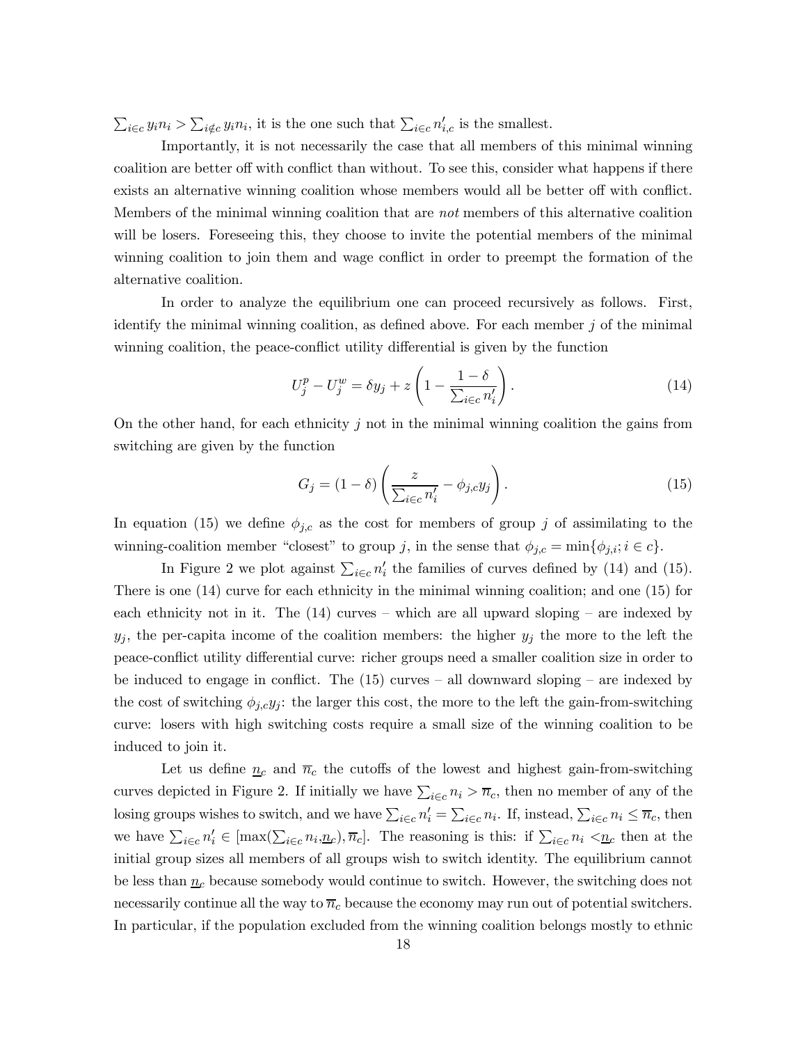$\sum_{i \in c} y_i n_i > \sum_{i \notin c} y_i n_i$, it is the one such that $\sum_{i \in c} n'_{i,c}$ is the smallest.

Importantly, it is not necessarily the case that all members of this minimal winning coalition are better off with conflict than without. To see this, consider what happens if there exists an alternative winning coalition whose members would all be better off with conflict. Members of the minimal winning coalition that are *not* members of this alternative coalition will be losers. Foreseeing this, they choose to invite the potential members of the minimal winning coalition to join them and wage conflict in order to preempt the formation of the alternative coalition.

In order to analyze the equilibrium one can proceed recursively as follows. First, identify the minimal winning coalition, as defined above. For each member $j$ of the minimal winning coalition, the peace-conflict utility differential is given by the function

$$U_j^p - U_j^w = \delta y_j + z \left( 1 - \frac{1-\delta}{\sum_{i \in c} n'_i} \right). \tag{14}$$

On the other hand, for each ethnicity $j$ not in the minimal winning coalition the gains from switching are given by the function

$$G_j = (1-\delta) \left( \frac{z}{\sum_{i \in c} n'_i} - \phi_{j,c} y_j \right). \tag{15}$$

In equation (15) we define $\phi_{j,c}$ as the cost for members of group $j$ of assimilating to the winning-coalition member "closest" to group $j$, in the sense that $\phi_{j,c} = \min\{\phi_{j,i}; i \in c\}$.

In Figure 2 we plot against $\sum_{i \in c} n'_i$ the families of curves defined by (14) and (15). There is one (14) curve for each ethnicity in the minimal winning coalition; and one (15) for each ethnicity not in it. The (14) curves – which are all upward sloping – are indexed by $y_j$, the per-capita income of the coalition members: the higher $y_j$ the more to the left the peace-conflict utility differential curve: richer groups need a smaller coalition size in order to be induced to engage in conflict. The (15) curves – all downward sloping – are indexed by the cost of switching $\phi_{j,c} y_j$: the larger this cost, the more to the left the gain-from-switching curve: losers with high switching costs require a small size of the winning coalition to be induced to join it.

Let us define $\underline{n}_c$ and $\overline{n}_c$ the cutoffs of the lowest and highest gain-from-switching curves depicted in Figure 2. If initially we have $\sum_{i \in c} n_i > \overline{n}_c$, then no member of any of the losing groups wishes to switch, and we have $\sum_{i \in c} n'_i = \sum_{i \in c} n_i$. If, instead, $\sum_{i \in c} n_i \leq \overline{n}_c$, then we have $\sum_{i \in c} n'_i \in [\max(\sum_{i \in c} n_i, \underline{n}_c), \overline{n}_c]$. The reasoning is this: if $\sum_{i \in c} n_i < \underline{n}_c$ then at the initial group sizes all members of all groups wish to switch identity. The equilibrium cannot be less than $\underline{n}_c$ because somebody would continue to switch. However, the switching does not necessarily continue all the way to $\overline{n}_c$ because the economy may run out of potential switchers. In particular, if the population excluded from the winning coalition belongs mostly to ethnic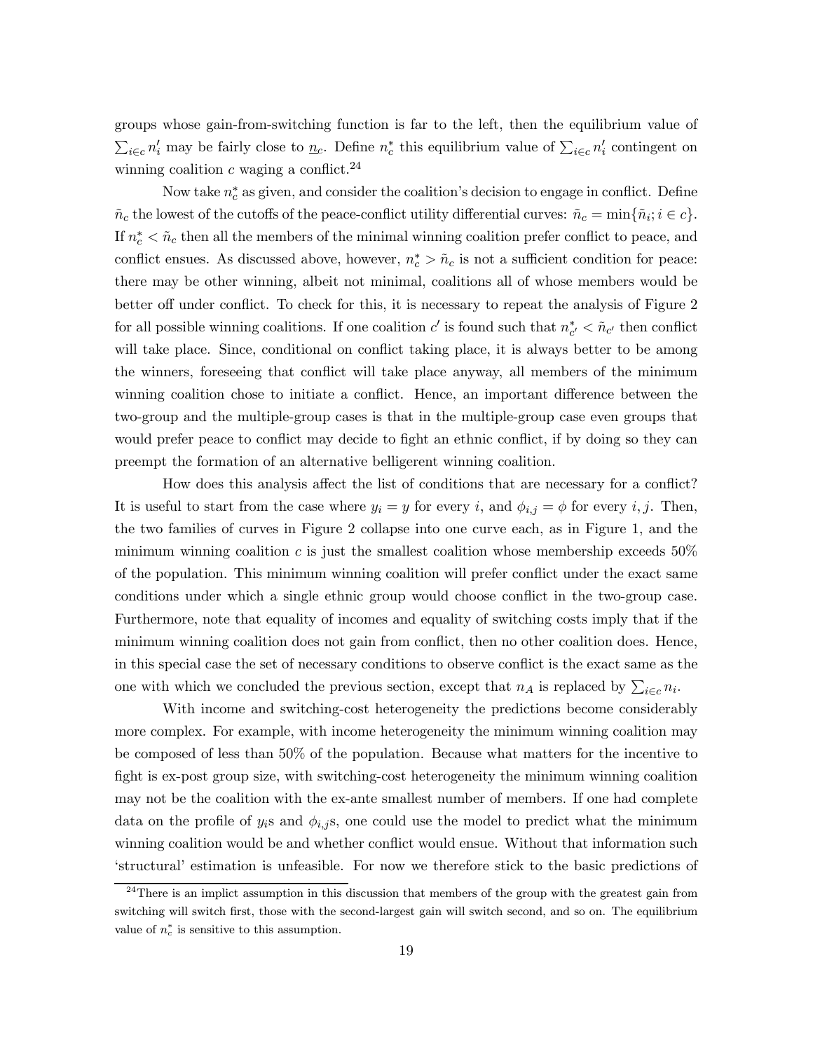groups whose gain-from-switching function is far to the left, then the equilibrium value of $\sum_{i \in c} n_i'$ may be fairly close to $\underline{n}_c$. Define $n_c^*$ this equilibrium value of $\sum_{i \in c} n_i'$ contingent on winning coalition $c$ waging a conflict.[24]

Now take $n_c^*$ as given, and consider the coalition's decision to engage in conflict. Define $\tilde{n}_c$ the lowest of the cutoffs of the peace-conflict utility differential curves: $\tilde{n}_c = \min\{\tilde{n}_i; i \in c\}$. If $n_c^* < \tilde{n}_c$ then all the members of the minimal winning coalition prefer conflict to peace, and conflict ensues. As discussed above, however, $n_c^* > \tilde{n}_c$ is not a sufficient condition for peace: there may be other winning, albeit not minimal, coalitions all of whose members would be better off under conflict. To check for this, it is necessary to repeat the analysis of Figure 2 for all possible winning coalitions. If one coalition $c'$ is found such that $n_{c'}^* < \tilde{n}_{c'}$ then conflict will take place. Since, conditional on conflict taking place, it is always better to be among the winners, foreseeing that conflict will take place anyway, all members of the minimum winning coalition chose to initiate a conflict. Hence, an important difference between the two-group and the multiple-group cases is that in the multiple-group case even groups that would prefer peace to conflict may decide to fight an ethnic conflict, if by doing so they can preempt the formation of an alternative belligerent winning coalition.

How does this analysis affect the list of conditions that are necessary for a conflict? It is useful to start from the case where $y_i = y$ for every $i$, and $\phi_{i,j} = \phi$ for every $i, j$. Then, the two families of curves in Figure 2 collapse into one curve each, as in Figure 1, and the minimum winning coalition $c$ is just the smallest coalition whose membership exceeds 50% of the population. This minimum winning coalition will prefer conflict under the exact same conditions under which a single ethnic group would choose conflict in the two-group case. Furthermore, note that equality of incomes and equality of switching costs imply that if the minimum winning coalition does not gain from conflict, then no other coalition does. Hence, in this special case the set of necessary conditions to observe conflict is the exact same as the one with which we concluded the previous section, except that $n_A$ is replaced by $\sum_{i \in c} n_i$.

With income and switching-cost heterogeneity the predictions become considerably more complex. For example, with income heterogeneity the minimum winning coalition may be composed of less than 50% of the population. Because what matters for the incentive to fight is ex-post group size, with switching-cost heterogeneity the minimum winning coalition may not be the coalition with the ex-ante smallest number of members. If one had complete data on the profile of $y_i$s and $\phi_{i,j}$s, one could use the model to predict what the minimum winning coalition would be and whether conflict would ensue. Without that information such 'structural' estimation is unfeasible. For now we therefore stick to the basic predictions of

[24] There is an implict assumption in this discussion that members of the group with the greatest gain from switching will switch first, those with the second-largest gain will switch second, and so on. The equilibrium value of $n_c^*$ is sensitive to this assumption.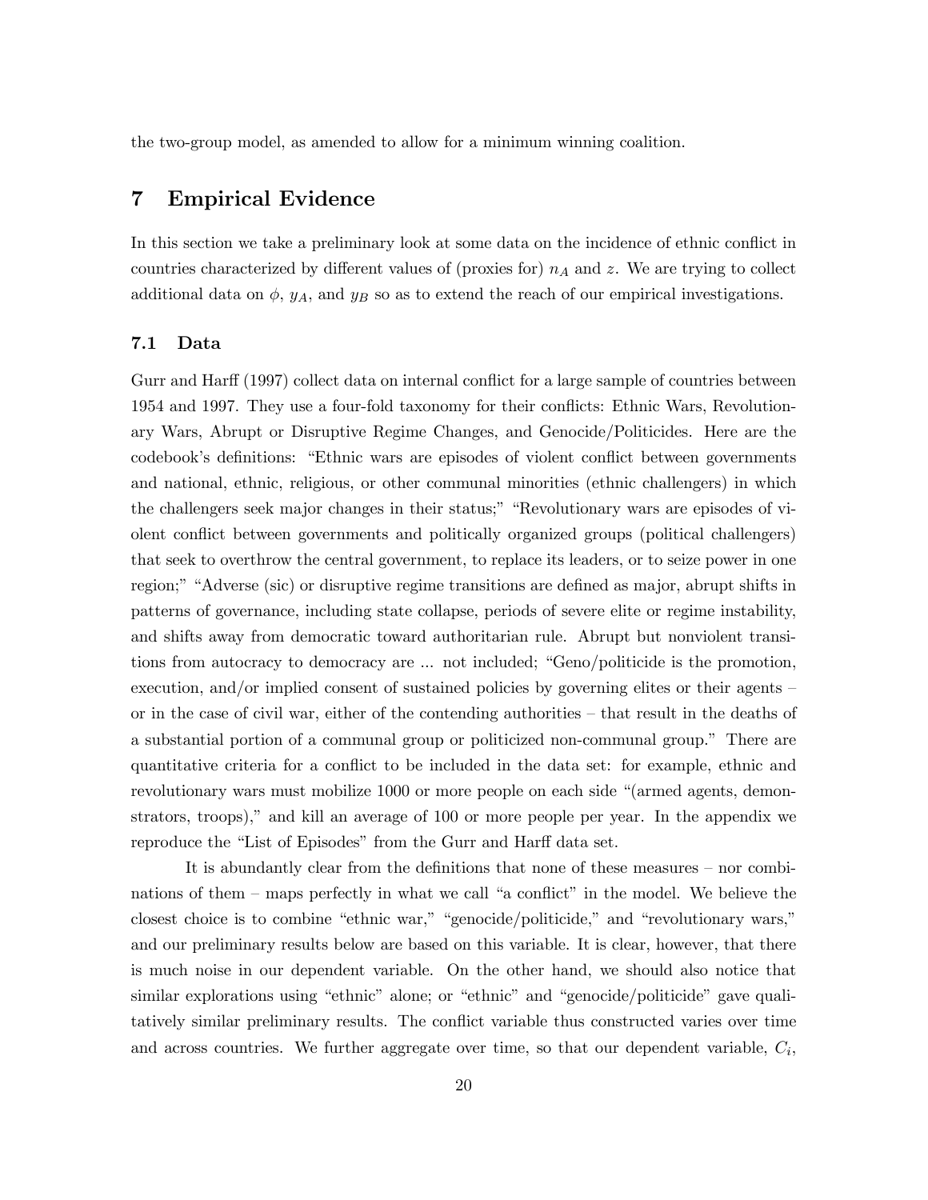the two-group model, as amended to allow for a minimum winning coalition.

## 7 Empirical Evidence

In this section we take a preliminary look at some data on the incidence of ethnic conflict in countries characterized by different values of (proxies for) $n_A$ and $z$. We are trying to collect additional data on $\phi$, $y_A$, and $y_B$ so as to extend the reach of our empirical investigations.

### 7.1 Data

Gurr and Harff (1997) collect data on internal conflict for a large sample of countries between 1954 and 1997. They use a four-fold taxonomy for their conflicts: Ethnic Wars, Revolutionary Wars, Abrupt or Disruptive Regime Changes, and Genocide/Politicides. Here are the codebook's definitions: "Ethnic wars are episodes of violent conflict between governments and national, ethnic, religious, or other communal minorities (ethnic challengers) in which the challengers seek major changes in their status;" "Revolutionary wars are episodes of violent conflict between governments and politically organized groups (political challengers) that seek to overthrow the central government, to replace its leaders, or to seize power in one region;" "Adverse (sic) or disruptive regime transitions are defined as major, abrupt shifts in patterns of governance, including state collapse, periods of severe elite or regime instability, and shifts away from democratic toward authoritarian rule. Abrupt but nonviolent transitions from autocracy to democracy are ... not included; "Geno/politicide is the promotion, execution, and/or implied consent of sustained policies by governing elites or their agents – or in the case of civil war, either of the contending authorities – that result in the deaths of a substantial portion of a communal group or politicized non-communal group." There are quantitative criteria for a conflict to be included in the data set: for example, ethnic and revolutionary wars must mobilize 1000 or more people on each side "(armed agents, demonstrators, troops)," and kill an average of 100 or more people per year. In the appendix we reproduce the "List of Episodes" from the Gurr and Harff data set.

It is abundantly clear from the definitions that none of these measures – nor combinations of them – maps perfectly in what we call "a conflict" in the model. We believe the closest choice is to combine "ethnic war," "genocide/politicide," and "revolutionary wars," and our preliminary results below are based on this variable. It is clear, however, that there is much noise in our dependent variable. On the other hand, we should also notice that similar explorations using "ethnic" alone; or "ethnic" and "genocide/politicide" gave qualitatively similar preliminary results. The conflict variable thus constructed varies over time and across countries. We further aggregate over time, so that our dependent variable, $C_i$,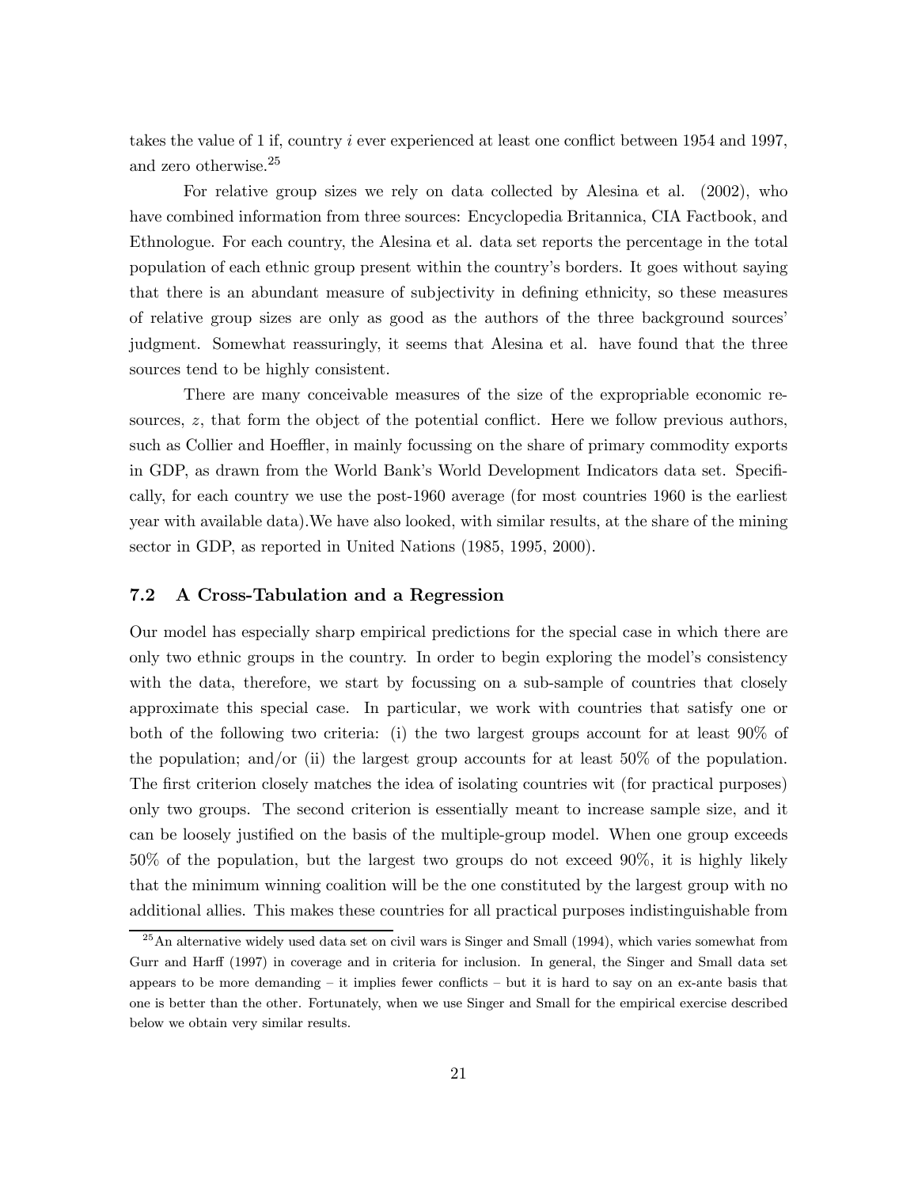takes the value of 1 if, country $i$ ever experienced at least one conflict between 1954 and 1997, and zero otherwise.[25]

For relative group sizes we rely on data collected by Alesina et al. (2002), who have combined information from three sources: Encyclopedia Britannica, CIA Factbook, and Ethnologue. For each country, the Alesina et al. data set reports the percentage in the total population of each ethnic group present within the country's borders. It goes without saying that there is an abundant measure of subjectivity in defining ethnicity, so these measures of relative group sizes are only as good as the authors of the three background sources' judgment. Somewhat reassuringly, it seems that Alesina et al. have found that the three sources tend to be highly consistent.

There are many conceivable measures of the size of the expropriable economic resources, $z$, that form the object of the potential conflict. Here we follow previous authors, such as Collier and Hoeffler, in mainly focussing on the share of primary commodity exports in GDP, as drawn from the World Bank's World Development Indicators data set. Specifically, for each country we use the post-1960 average (for most countries 1960 is the earliest year with available data).We have also looked, with similar results, at the share of the mining sector in GDP, as reported in United Nations (1985, 1995, 2000).

### 7.2 A Cross-Tabulation and a Regression

Our model has especially sharp empirical predictions for the special case in which there are only two ethnic groups in the country. In order to begin exploring the model's consistency with the data, therefore, we start by focussing on a sub-sample of countries that closely approximate this special case. In particular, we work with countries that satisfy one or both of the following two criteria: (i) the two largest groups account for at least 90% of the population; and/or (ii) the largest group accounts for at least 50% of the population. The first criterion closely matches the idea of isolating countries wit (for practical purposes) only two groups. The second criterion is essentially meant to increase sample size, and it can be loosely justified on the basis of the multiple-group model. When one group exceeds 50% of the population, but the largest two groups do not exceed 90%, it is highly likely that the minimum winning coalition will be the one constituted by the largest group with no additional allies. This makes these countries for all practical purposes indistinguishable from

[25] An alternative widely used data set on civil wars is Singer and Small (1994), which varies somewhat from Gurr and Harff (1997) in coverage and in criteria for inclusion. In general, the Singer and Small data set appears to be more demanding – it implies fewer conflicts – but it is hard to say on an ex-ante basis that one is better than the other. Fortunately, when we use Singer and Small for the empirical exercise described below we obtain very similar results.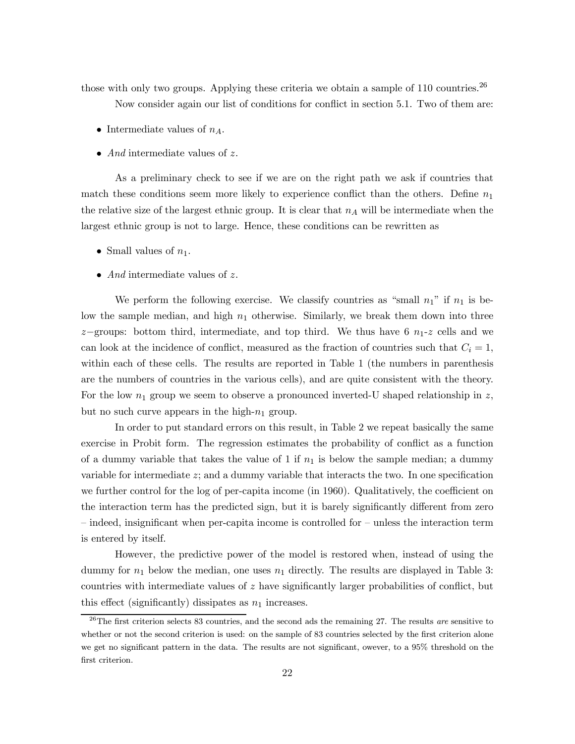those with only two groups. Applying these criteria we obtain a sample of 110 countries.[26]

Now consider again our list of conditions for conflict in section 5.1. Two of them are:

- Intermediate values of $n_A$.
- *And* intermediate values of $z$.

As a preliminary check to see if we are on the right path we ask if countries that match these conditions seem more likely to experience conflict than the others. Define $n_1$ the relative size of the largest ethnic group. It is clear that $n_A$ will be intermediate when the largest ethnic group is not to large. Hence, these conditions can be rewritten as

- Small values of $n_1$.
- *And* intermediate values of $z$.

We perform the following exercise. We classify countries as "small $n_1$" if $n_1$ is below the sample median, and high $n_1$ otherwise. Similarly, we break them down into three $z-$groups: bottom third, intermediate, and top third. We thus have 6 $n_1$-$z$ cells and we can look at the incidence of conflict, measured as the fraction of countries such that $C_i = 1$, within each of these cells. The results are reported in Table 1 (the numbers in parenthesis are the numbers of countries in the various cells), and are quite consistent with the theory. For the low $n_1$ group we seem to observe a pronounced inverted-U shaped relationship in $z$, but no such curve appears in the high-$n_1$ group.

In order to put standard errors on this result, in Table 2 we repeat basically the same exercise in Probit form. The regression estimates the probability of conflict as a function of a dummy variable that takes the value of 1 if $n_1$ is below the sample median; a dummy variable for intermediate $z$; and a dummy variable that interacts the two. In one specification we further control for the log of per-capita income (in 1960). Qualitatively, the coefficient on the interaction term has the predicted sign, but it is barely significantly different from zero – indeed, insignificant when per-capita income is controlled for – unless the interaction term is entered by itself.

However, the predictive power of the model is restored when, instead of using the dummy for $n_1$ below the median, one uses $n_1$ directly. The results are displayed in Table 3: countries with intermediate values of $z$ have significantly larger probabilities of conflict, but this effect (significantly) dissipates as $n_1$ increases.

[26] The first criterion selects 83 countries, and the second ads the remaining 27. The results *are* sensitive to whether or not the second criterion is used: on the sample of 83 countries selected by the first criterion alone we get no significant pattern in the data. The results are not significant, owever, to a 95% threshold on the first criterion.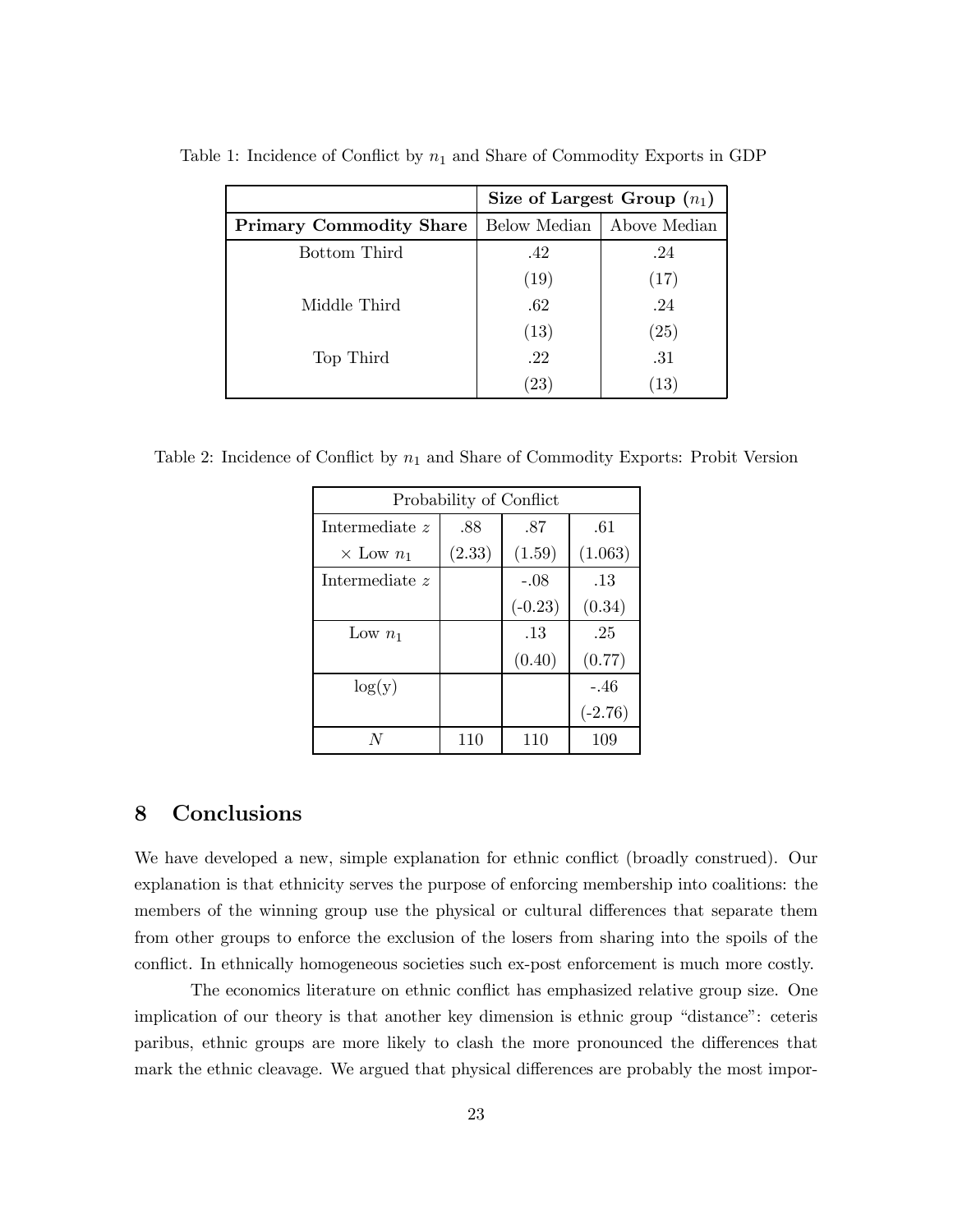Table 1: Incidence of Conflict by $n_1$ and Share of Commodity Exports in GDP

| | **Size of Largest Group ($n_1$)** | |
|---|---|---|
| **Primary Commodity Share** | Below Median | Above Median |
| Bottom Third | .42 | .24 |
| | (19) | (17) |
| Middle Third | .62 | .24 |
| | (13) | (25) |
| Top Third | .22 | .31 |
| | (23) | (13) |

Table 2: Incidence of Conflict by $n_1$ and Share of Commodity Exports: Probit Version

| Probability of Conflict | | | |
|---|---|---|---|
| Intermediate $z$ | .88 | .87 | .61 |
| $\times$ Low $n_1$ | (2.33) | (1.59) | (1.063) |
| Intermediate $z$ | | -.08 | .13 |
| | | (-0.23) | (0.34) |
| Low $n_1$ | | .13 | .25 |
| | | (0.40) | (0.77) |
| $\log(y)$ | | | -.46 |
| | | | (-2.76) |
| $N$ | 110 | 110 | 109 |

## 8 Conclusions

We have developed a new, simple explanation for ethnic conflict (broadly construed). Our explanation is that ethnicity serves the purpose of enforcing membership into coalitions: the members of the winning group use the physical or cultural differences that separate them from other groups to enforce the exclusion of the losers from sharing into the spoils of the conflict. In ethnically homogeneous societies such ex-post enforcement is much more costly.

The economics literature on ethnic conflict has emphasized relative group size. One implication of our theory is that another key dimension is ethnic group "distance": ceteris paribus, ethnic groups are more likely to clash the more pronounced the differences that mark the ethnic cleavage. We argued that physical differences are probably the most impor-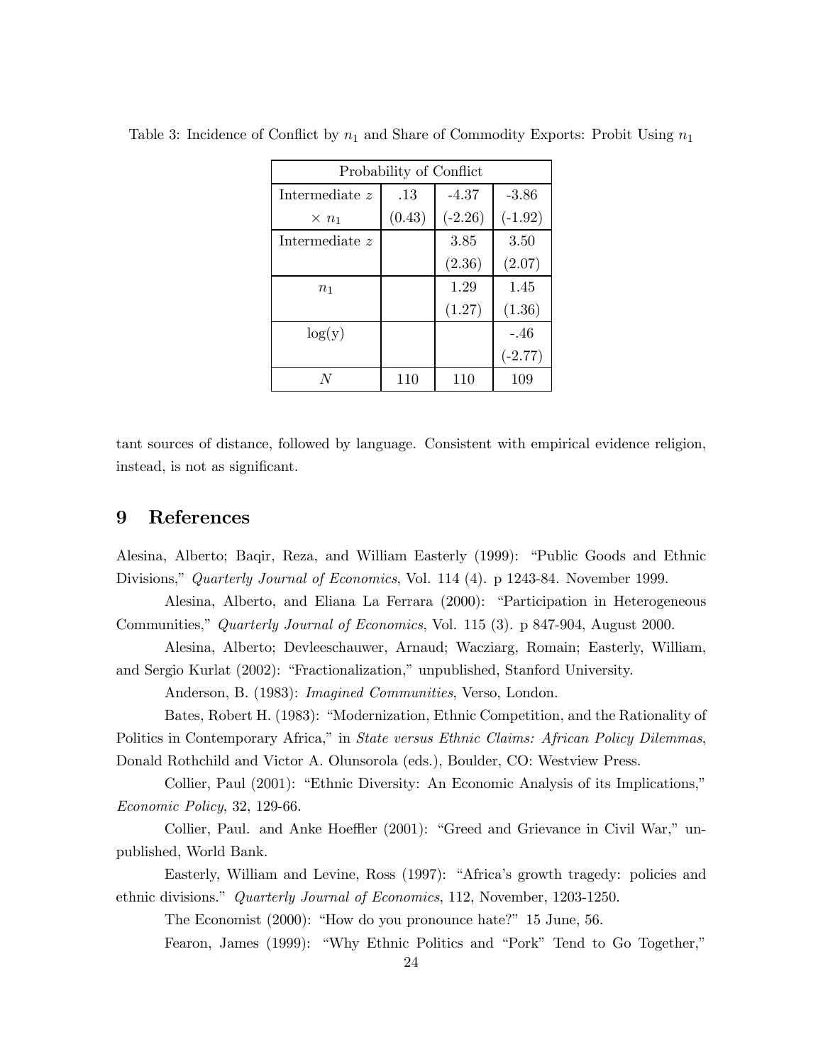Table 3: Incidence of Conflict by $n_1$ and Share of Commodity Exports: Probit Using $n_1$

| Probability of Conflict | | | |
|---|---|---|---|
| Intermediate $z$ | .13 | -4.37 | -3.86 |
| $\times\ n_1$ | (0.43) | (-2.26) | (-1.92) |
| Intermediate $z$ | | 3.85 | 3.50 |
| | | (2.36) | (2.07) |
| $n_1$ | | 1.29 | 1.45 |
| | | (1.27) | (1.36) |
| log(y) | | | -.46 |
| | | | (-2.77) |
| $N$ | 110 | 110 | 109 |

tant sources of distance, followed by language. Consistent with empirical evidence religion, instead, is not as significant.

# 9 References

Alesina, Alberto; Baqir, Reza, and William Easterly (1999): "Public Goods and Ethnic Divisions," *Quarterly Journal of Economics*, Vol. 114 (4). p 1243-84. November 1999.

Alesina, Alberto, and Eliana La Ferrara (2000): "Participation in Heterogeneous Communities," *Quarterly Journal of Economics*, Vol. 115 (3). p 847-904, August 2000.

Alesina, Alberto; Devleeschauwer, Arnaud; Wacziarg, Romain; Easterly, William, and Sergio Kurlat (2002): "Fractionalization," unpublished, Stanford University.

Anderson, B. (1983): *Imagined Communities*, Verso, London.

Bates, Robert H. (1983): "Modernization, Ethnic Competition, and the Rationality of Politics in Contemporary Africa," in *State versus Ethnic Claims: African Policy Dilemmas*, Donald Rothchild and Victor A. Olunsorola (eds.), Boulder, CO: Westview Press.

Collier, Paul (2001): "Ethnic Diversity: An Economic Analysis of its Implications," *Economic Policy*, 32, 129-66.

Collier, Paul. and Anke Hoeffler (2001): "Greed and Grievance in Civil War," unpublished, World Bank.

Easterly, William and Levine, Ross (1997): "Africa's growth tragedy: policies and ethnic divisions." *Quarterly Journal of Economics*, 112, November, 1203-1250.

The Economist (2000): "How do you pronounce hate?" 15 June, 56.

Fearon, James (1999): "Why Ethnic Politics and "Pork" Tend to Go Together,"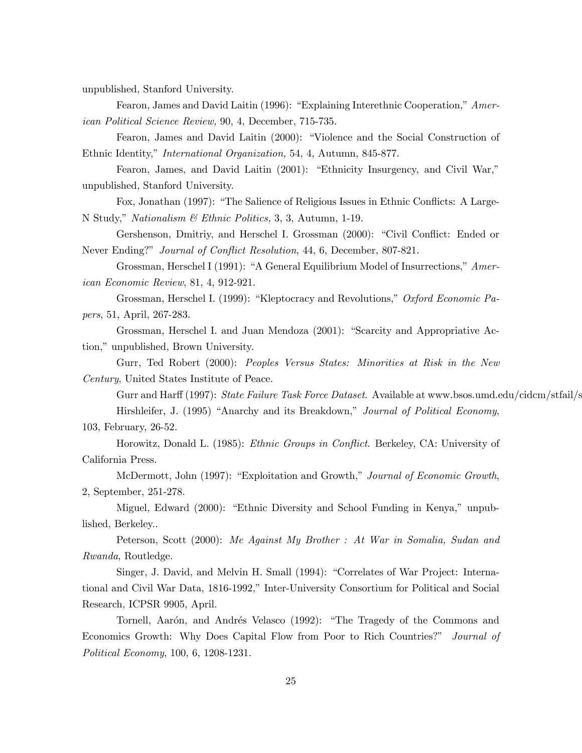unpublished, Stanford University.

Fearon, James and David Laitin (1996): "Explaining Interethnic Cooperation," *American Political Science Review,* 90, 4, December, 715-735.

Fearon, James and David Laitin (2000): "Violence and the Social Construction of Ethnic Identity," *International Organization,* 54, 4, Autumn, 845-877.

Fearon, James, and David Laitin (2001): "Ethnicity Insurgency, and Civil War," unpublished, Stanford University.

Fox, Jonathan (1997): "The Salience of Religious Issues in Ethnic Conflicts: A Large-N Study," *Nationalism & Ethnic Politics,* 3, 3, Autumn, 1-19.

Gershenson, Dmitriy, and Herschel I. Grossman (2000): "Civil Conflict: Ended or Never Ending?" *Journal of Conflict Resolution*, 44, 6, December, 807-821.

Grossman, Herschel I (1991): "A General Equilibrium Model of Insurrections," *American Economic Review*, 81, 4, 912-921.

Grossman, Herschel I. (1999): "Kleptocracy and Revolutions," *Oxford Economic Papers*, 51, April, 267-283.

Grossman, Herschel I. and Juan Mendoza (2001): "Scarcity and Appropriative Action," unpublished, Brown University.

Gurr, Ted Robert (2000): *Peoples Versus States: Minorities at Risk in the New Century,* United States Institute of Peace.

Gurr and Harff (1997): *State Failure Task Force Dataset.* Available at www.bsos.umd.edu/cidcm/stfail/s

Hirshleifer, J. (1995) "Anarchy and its Breakdown," *Journal of Political Economy*, 103, February, 26-52.

Horowitz, Donald L. (1985): *Ethnic Groups in Conflict*. Berkeley, CA: University of California Press.

McDermott, John (1997): "Exploitation and Growth," *Journal of Economic Growth*, 2, September, 251-278.

Miguel, Edward (2000): "Ethnic Diversity and School Funding in Kenya," unpublished, Berkeley..

Peterson, Scott (2000): *Me Against My Brother : At War in Somalia, Sudan and Rwanda*, Routledge.

Singer, J. David, and Melvin H. Small (1994): "Correlates of War Project: International and Civil War Data, 1816-1992," Inter-University Consortium for Political and Social Research, ICPSR 9905, April.

Tornell, Aarón, and Andrés Velasco (1992): "The Tragedy of the Commons and Economics Growth: Why Does Capital Flow from Poor to Rich Countries?" *Journal of Political Economy*, 100, 6, 1208-1231.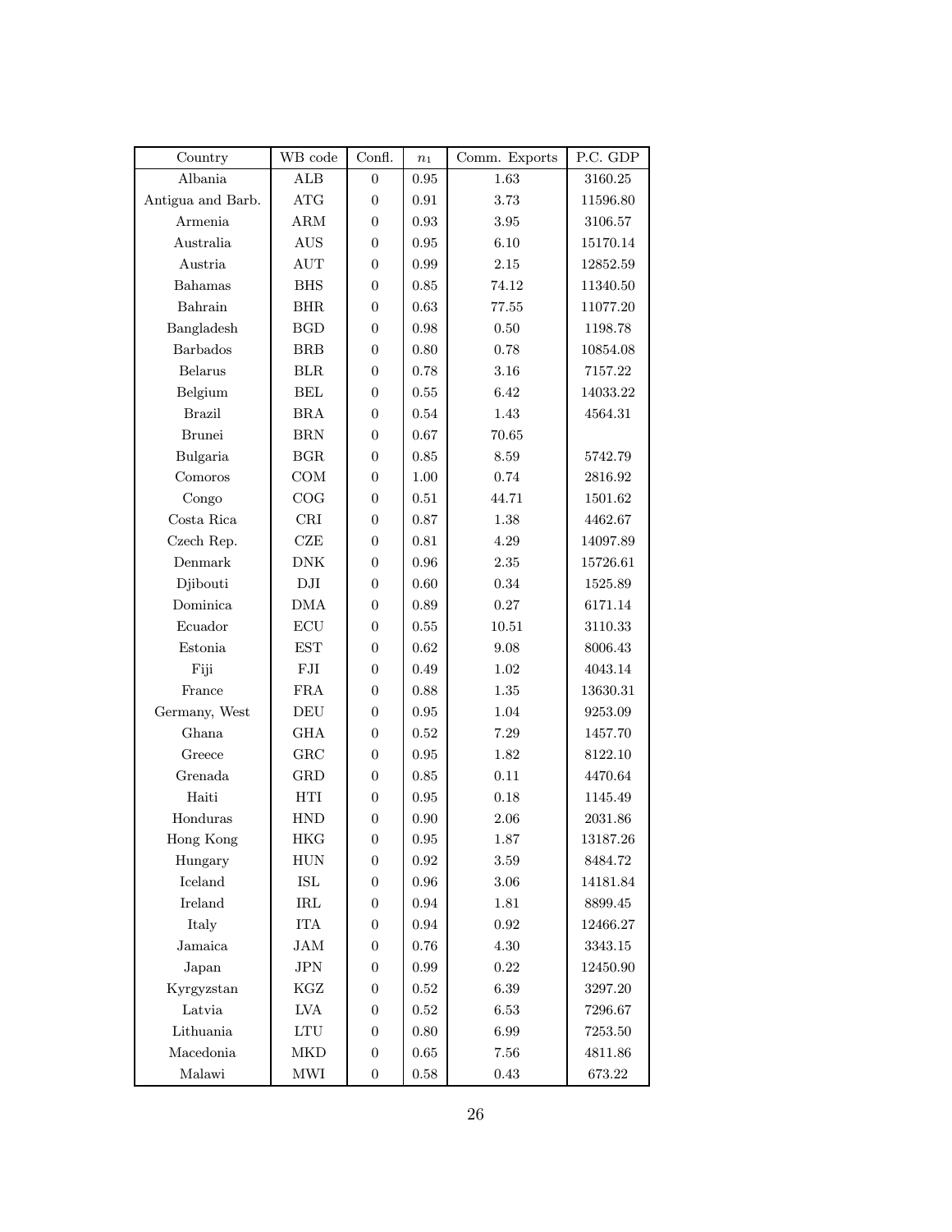| Country | WB code | Confl. | $n_1$ | Comm. Exports | P.C. GDP |
|---|---|---|---|---|---|
| Albania | ALB | 0 | 0.95 | 1.63 | 3160.25 |
| Antigua and Barb. | ATG | 0 | 0.91 | 3.73 | 11596.80 |
| Armenia | ARM | 0 | 0.93 | 3.95 | 3106.57 |
| Australia | AUS | 0 | 0.95 | 6.10 | 15170.14 |
| Austria | AUT | 0 | 0.99 | 2.15 | 12852.59 |
| Bahamas | BHS | 0 | 0.85 | 74.12 | 11340.50 |
| Bahrain | BHR | 0 | 0.63 | 77.55 | 11077.20 |
| Bangladesh | BGD | 0 | 0.98 | 0.50 | 1198.78 |
| Barbados | BRB | 0 | 0.80 | 0.78 | 10854.08 |
| Belarus | BLR | 0 | 0.78 | 3.16 | 7157.22 |
| Belgium | BEL | 0 | 0.55 | 6.42 | 14033.22 |
| Brazil | BRA | 0 | 0.54 | 1.43 | 4564.31 |
| Brunei | BRN | 0 | 0.67 | 70.65 | |
| Bulgaria | BGR | 0 | 0.85 | 8.59 | 5742.79 |
| Comoros | COM | 0 | 1.00 | 0.74 | 2816.92 |
| Congo | COG | 0 | 0.51 | 44.71 | 1501.62 |
| Costa Rica | CRI | 0 | 0.87 | 1.38 | 4462.67 |
| Czech Rep. | CZE | 0 | 0.81 | 4.29 | 14097.89 |
| Denmark | DNK | 0 | 0.96 | 2.35 | 15726.61 |
| Djibouti | DJI | 0 | 0.60 | 0.34 | 1525.89 |
| Dominica | DMA | 0 | 0.89 | 0.27 | 6171.14 |
| Ecuador | ECU | 0 | 0.55 | 10.51 | 3110.33 |
| Estonia | EST | 0 | 0.62 | 9.08 | 8006.43 |
| Fiji | FJI | 0 | 0.49 | 1.02 | 4043.14 |
| France | FRA | 0 | 0.88 | 1.35 | 13630.31 |
| Germany, West | DEU | 0 | 0.95 | 1.04 | 9253.09 |
| Ghana | GHA | 0 | 0.52 | 7.29 | 1457.70 |
| Greece | GRC | 0 | 0.95 | 1.82 | 8122.10 |
| Grenada | GRD | 0 | 0.85 | 0.11 | 4470.64 |
| Haiti | HTI | 0 | 0.95 | 0.18 | 1145.49 |
| Honduras | HND | 0 | 0.90 | 2.06 | 2031.86 |
| Hong Kong | HKG | 0 | 0.95 | 1.87 | 13187.26 |
| Hungary | HUN | 0 | 0.92 | 3.59 | 8484.72 |
| Iceland | ISL | 0 | 0.96 | 3.06 | 14181.84 |
| Ireland | IRL | 0 | 0.94 | 1.81 | 8899.45 |
| Italy | ITA | 0 | 0.94 | 0.92 | 12466.27 |
| Jamaica | JAM | 0 | 0.76 | 4.30 | 3343.15 |
| Japan | JPN | 0 | 0.99 | 0.22 | 12450.90 |
| Kyrgyzstan | KGZ | 0 | 0.52 | 6.39 | 3297.20 |
| Latvia | LVA | 0 | 0.52 | 6.53 | 7296.67 |
| Lithuania | LTU | 0 | 0.80 | 6.99 | 7253.50 |
| Macedonia | MKD | 0 | 0.65 | 7.56 | 4811.86 |
| Malawi | MWI | 0 | 0.58 | 0.43 | 673.22 |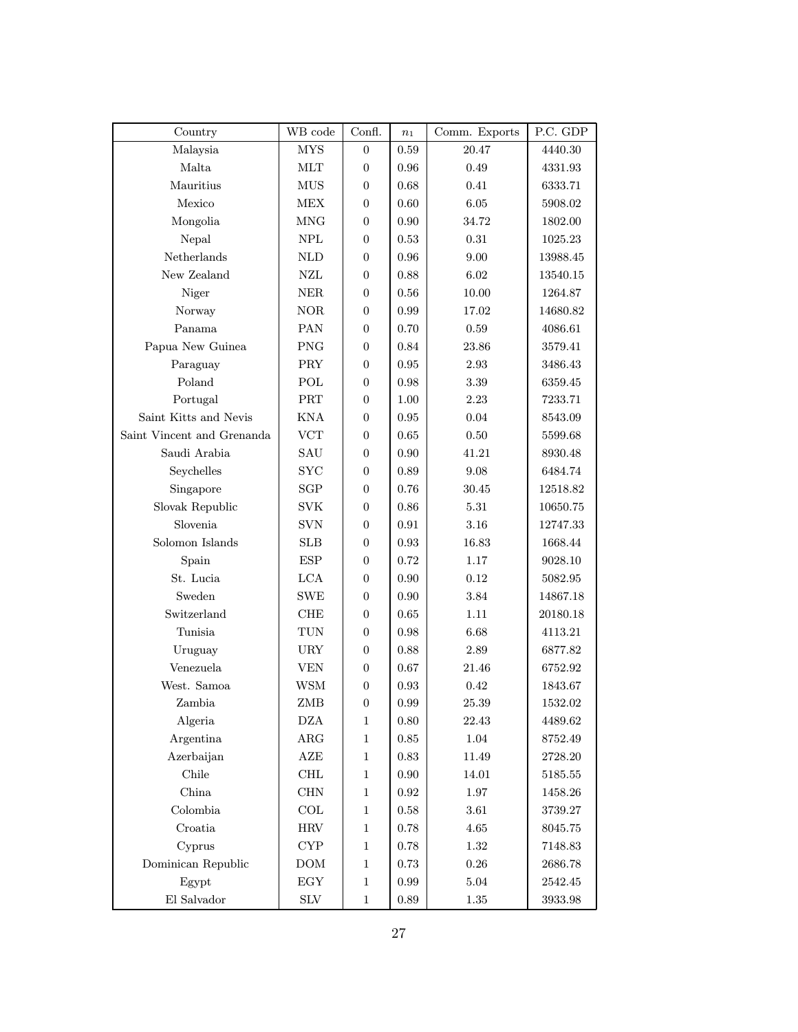| Country | WB code | Confl. | $n_1$ | Comm. Exports | P.C. GDP |
|---|---|---|---|---|---|
| Malaysia | MYS | 0 | 0.59 | 20.47 | 4440.30 |
| Malta | MLT | 0 | 0.96 | 0.49 | 4331.93 |
| Mauritius | MUS | 0 | 0.68 | 0.41 | 6333.71 |
| Mexico | MEX | 0 | 0.60 | 6.05 | 5908.02 |
| Mongolia | MNG | 0 | 0.90 | 34.72 | 1802.00 |
| Nepal | NPL | 0 | 0.53 | 0.31 | 1025.23 |
| Netherlands | NLD | 0 | 0.96 | 9.00 | 13988.45 |
| New Zealand | NZL | 0 | 0.88 | 6.02 | 13540.15 |
| Niger | NER | 0 | 0.56 | 10.00 | 1264.87 |
| Norway | NOR | 0 | 0.99 | 17.02 | 14680.82 |
| Panama | PAN | 0 | 0.70 | 0.59 | 4086.61 |
| Papua New Guinea | PNG | 0 | 0.84 | 23.86 | 3579.41 |
| Paraguay | PRY | 0 | 0.95 | 2.93 | 3486.43 |
| Poland | POL | 0 | 0.98 | 3.39 | 6359.45 |
| Portugal | PRT | 0 | 1.00 | 2.23 | 7233.71 |
| Saint Kitts and Nevis | KNA | 0 | 0.95 | 0.04 | 8543.09 |
| Saint Vincent and Grenanda | VCT | 0 | 0.65 | 0.50 | 5599.68 |
| Saudi Arabia | SAU | 0 | 0.90 | 41.21 | 8930.48 |
| Seychelles | SYC | 0 | 0.89 | 9.08 | 6484.74 |
| Singapore | SGP | 0 | 0.76 | 30.45 | 12518.82 |
| Slovak Republic | SVK | 0 | 0.86 | 5.31 | 10650.75 |
| Slovenia | SVN | 0 | 0.91 | 3.16 | 12747.33 |
| Solomon Islands | SLB | 0 | 0.93 | 16.83 | 1668.44 |
| Spain | ESP | 0 | 0.72 | 1.17 | 9028.10 |
| St. Lucia | LCA | 0 | 0.90 | 0.12 | 5082.95 |
| Sweden | SWE | 0 | 0.90 | 3.84 | 14867.18 |
| Switzerland | CHE | 0 | 0.65 | 1.11 | 20180.18 |
| Tunisia | TUN | 0 | 0.98 | 6.68 | 4113.21 |
| Uruguay | URY | 0 | 0.88 | 2.89 | 6877.82 |
| Venezuela | VEN | 0 | 0.67 | 21.46 | 6752.92 |
| West. Samoa | WSM | 0 | 0.93 | 0.42 | 1843.67 |
| Zambia | ZMB | 0 | 0.99 | 25.39 | 1532.02 |
| Algeria | DZA | 1 | 0.80 | 22.43 | 4489.62 |
| Argentina | ARG | 1 | 0.85 | 1.04 | 8752.49 |
| Azerbaijan | AZE | 1 | 0.83 | 11.49 | 2728.20 |
| Chile | CHL | 1 | 0.90 | 14.01 | 5185.55 |
| China | CHN | 1 | 0.92 | 1.97 | 1458.26 |
| Colombia | COL | 1 | 0.58 | 3.61 | 3739.27 |
| Croatia | HRV | 1 | 0.78 | 4.65 | 8045.75 |
| Cyprus | CYP | 1 | 0.78 | 1.32 | 7148.83 |
| Dominican Republic | DOM | 1 | 0.73 | 0.26 | 2686.78 |
| Egypt | EGY | 1 | 0.99 | 5.04 | 2542.45 |
| El Salvador | SLV | 1 | 0.89 | 1.35 | 3933.98 |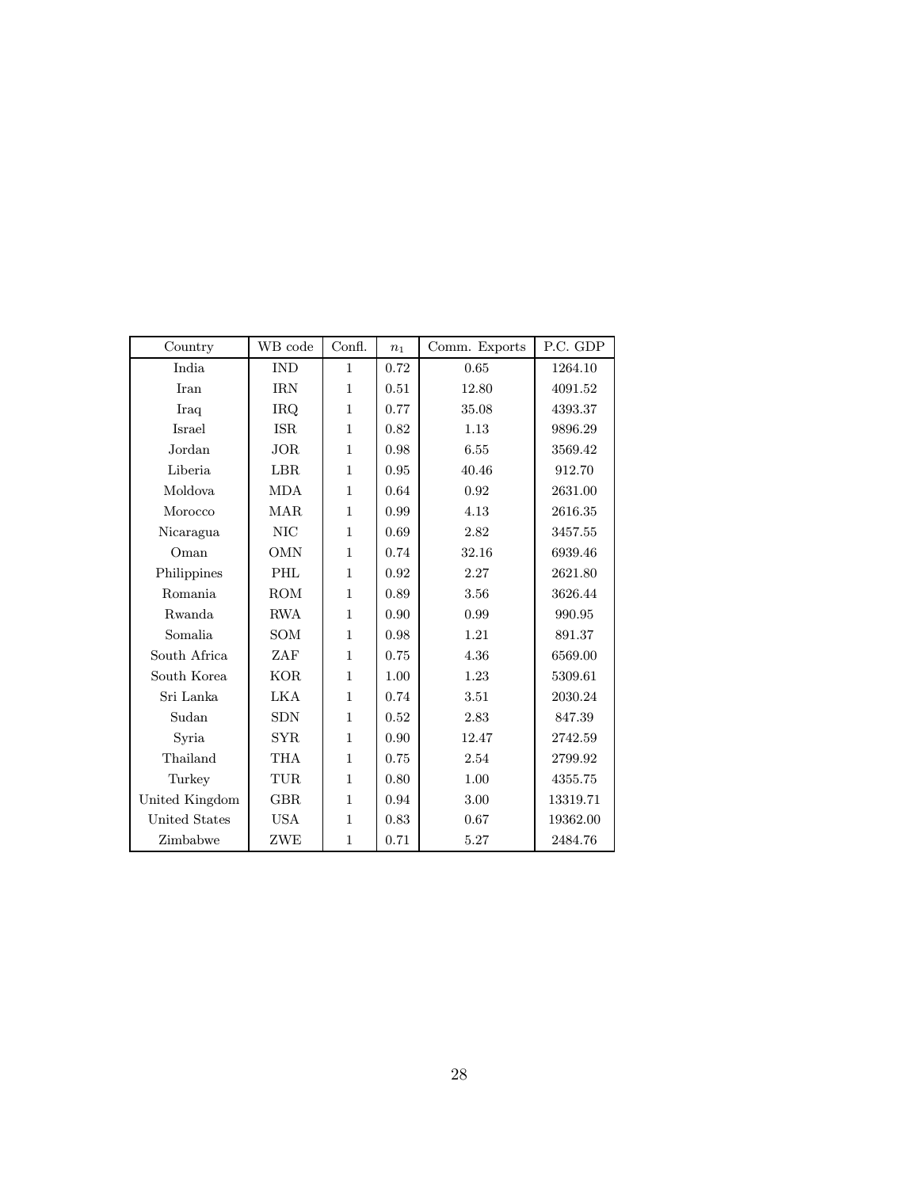| Country | WB code | Confl. | $n_1$ | Comm. Exports | P.C. GDP |
|---|---|---|---|---|---|
| India | IND | 1 | 0.72 | 0.65 | 1264.10 |
| Iran | IRN | 1 | 0.51 | 12.80 | 4091.52 |
| Iraq | IRQ | 1 | 0.77 | 35.08 | 4393.37 |
| Israel | ISR | 1 | 0.82 | 1.13 | 9896.29 |
| Jordan | JOR | 1 | 0.98 | 6.55 | 3569.42 |
| Liberia | LBR | 1 | 0.95 | 40.46 | 912.70 |
| Moldova | MDA | 1 | 0.64 | 0.92 | 2631.00 |
| Morocco | MAR | 1 | 0.99 | 4.13 | 2616.35 |
| Nicaragua | NIC | 1 | 0.69 | 2.82 | 3457.55 |
| Oman | OMN | 1 | 0.74 | 32.16 | 6939.46 |
| Philippines | PHL | 1 | 0.92 | 2.27 | 2621.80 |
| Romania | ROM | 1 | 0.89 | 3.56 | 3626.44 |
| Rwanda | RWA | 1 | 0.90 | 0.99 | 990.95 |
| Somalia | SOM | 1 | 0.98 | 1.21 | 891.37 |
| South Africa | ZAF | 1 | 0.75 | 4.36 | 6569.00 |
| South Korea | KOR | 1 | 1.00 | 1.23 | 5309.61 |
| Sri Lanka | LKA | 1 | 0.74 | 3.51 | 2030.24 |
| Sudan | SDN | 1 | 0.52 | 2.83 | 847.39 |
| Syria | SYR | 1 | 0.90 | 12.47 | 2742.59 |
| Thailand | THA | 1 | 0.75 | 2.54 | 2799.92 |
| Turkey | TUR | 1 | 0.80 | 1.00 | 4355.75 |
| United Kingdom | GBR | 1 | 0.94 | 3.00 | 13319.71 |
| United States | USA | 1 | 0.83 | 0.67 | 19362.00 |
| Zimbabwe | ZWE | 1 | 0.71 | 5.27 | 2484.76 |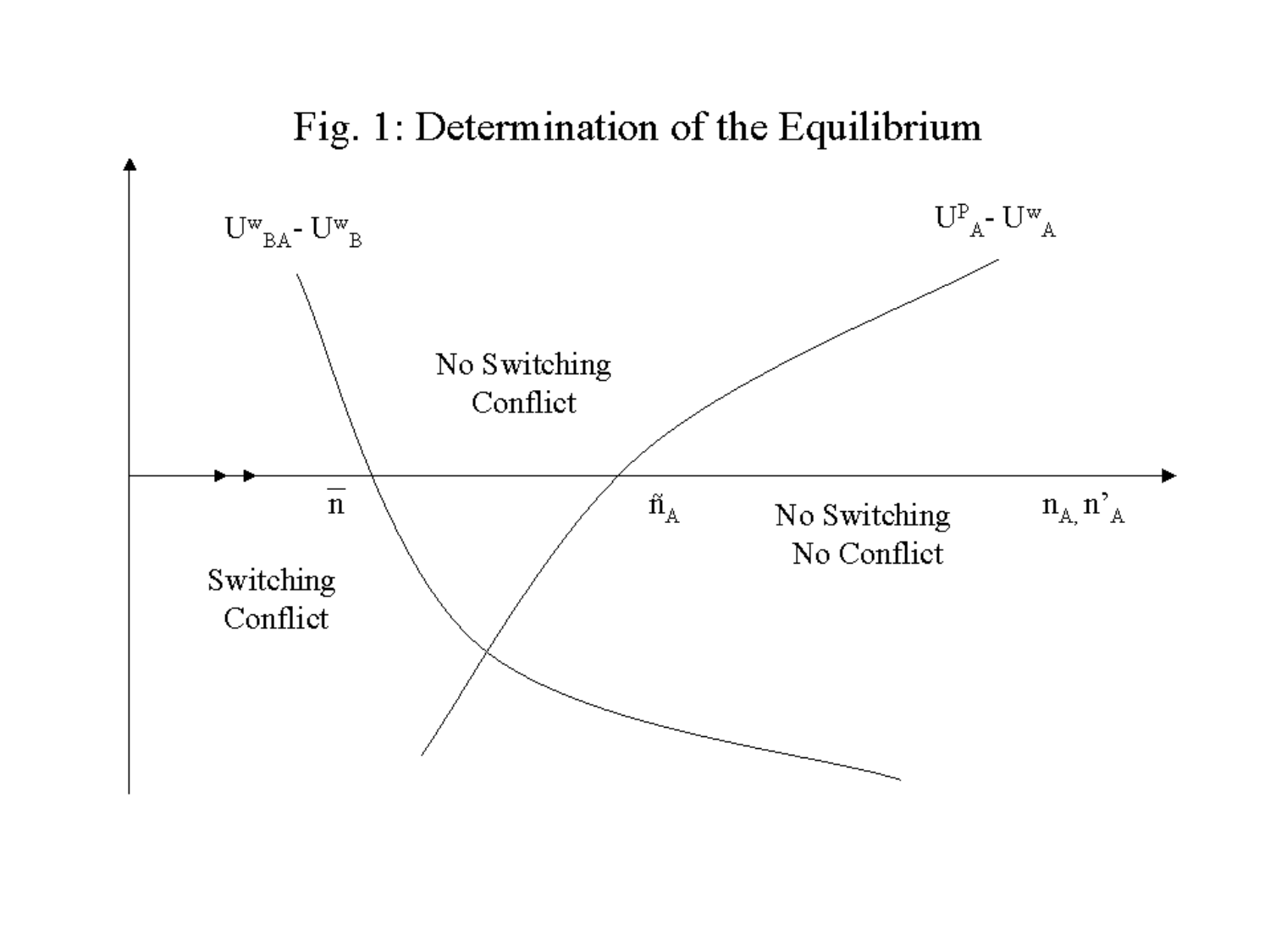Fig. 1: Determination of the Equilibrium

$U^w_{BA} - U^w_B$

$U^P_A - U^w_A$

No Switching
Conflict

$\bar{n}$

$\tilde{n}_A$

No Switching
No Conflict

$n_A, n'_A$

Switching
Conflict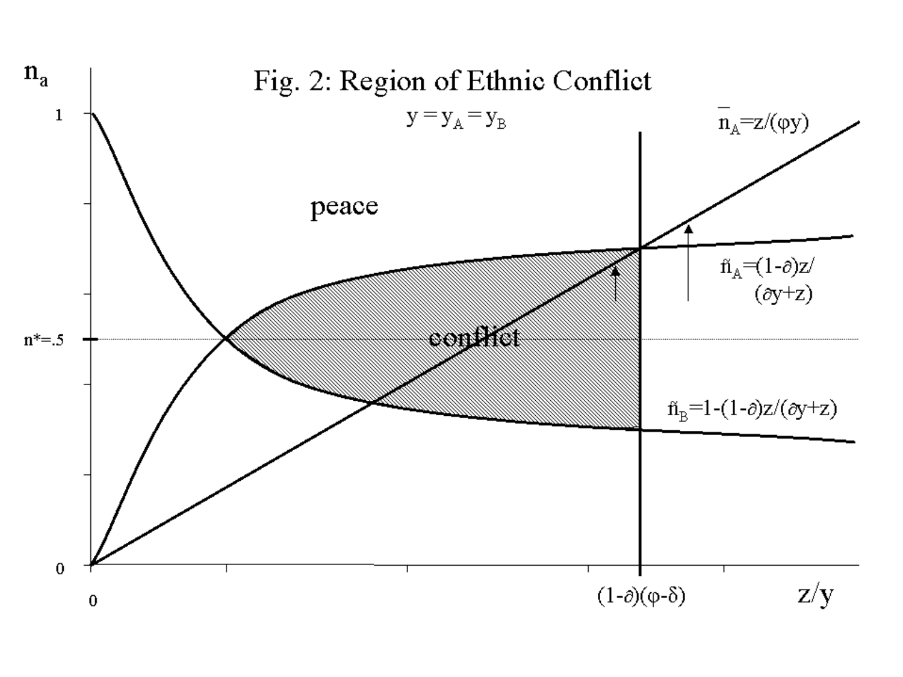Fig. 2: Region of Ethnic Conflict

$n_a$

1

$y = y_A = y_B$

$\bar{n}_A = z/(\varphi y)$

peace

$\tilde{n}_A = (1-\partial)z/(\partial y + z)$

$n^* = .5$

conflict

$\tilde{n}_B = 1 - (1-\partial)z/(\partial y + z)$

0

0

$(1-\partial)(\varphi - \delta)$

$z/y$